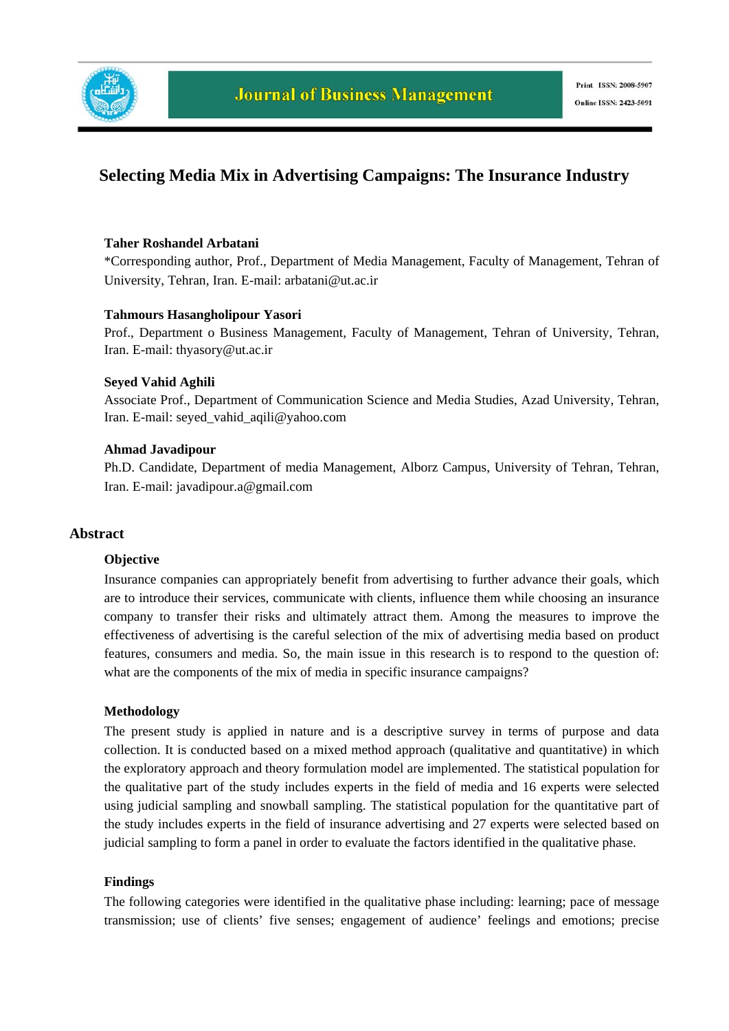# Selecting Media Mix in Advertising Campaigns: The Insurance Industry

**Taher Roshandel Arbatani**

*Corresponding author, Prof., Department of Media Management, Faculty of Management, Tehran of University, Tehran, Iran. E-mail: arbatani@ut.ac.ir

**Tahmours Hasangholipour Yasori**

Prof., Department o Business Management, Faculty of Management, Tehran of University, Tehran, Iran. E-mail: thyasory@ut.ac.ir

**Seyed Vahid Aghili**

Associate Prof., Department of Communication Science and Media Studies, Azad University, Tehran, Iran. E-mail: seyed_vahid_aqili@yahoo.com

**Ahmad Javadipour**

Ph.D. Candidate, Department of media Management, Alborz Campus, University of Tehran, Tehran, Iran. E-mail: javadipour.a@gmail.com

## Abstract

### Objective

Insurance companies can appropriately benefit from advertising to further advance their goals, which are to introduce their services, communicate with clients, influence them while choosing an insurance company to transfer their risks and ultimately attract them. Among the measures to improve the effectiveness of advertising is the careful selection of the mix of advertising media based on product features, consumers and media. So, the main issue in this research is to respond to the question of: what are the components of the mix of media in specific insurance campaigns?

### Methodology

The present study is applied in nature and is a descriptive survey in terms of purpose and data collection. It is conducted based on a mixed method approach (qualitative and quantitative) in which the exploratory approach and theory formulation model are implemented. The statistical population for the qualitative part of the study includes experts in the field of media and 16 experts were selected using judicial sampling and snowball sampling. The statistical population for the quantitative part of the study includes experts in the field of insurance advertising and 27 experts were selected based on judicial sampling to form a panel in order to evaluate the factors identified in the qualitative phase.

### Findings

The following categories were identified in the qualitative phase including: learning; pace of message transmission; use of clients' five senses; engagement of audience' feelings and emotions; precise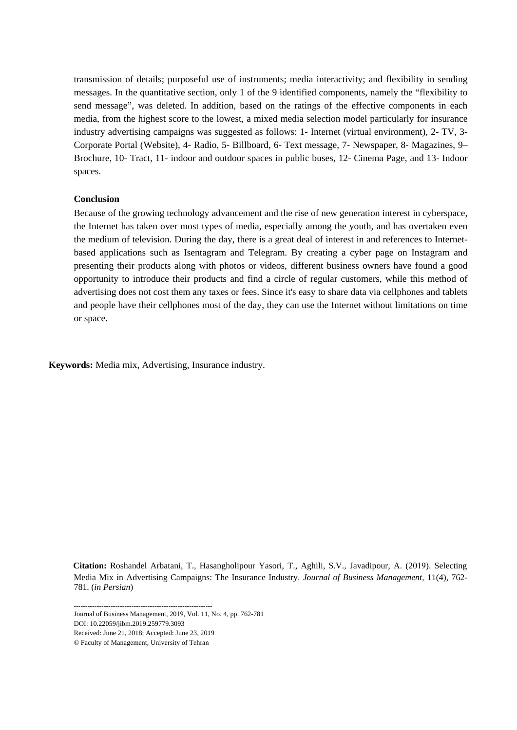transmission of details; purposeful use of instruments; media interactivity; and flexibility in sending messages. In the quantitative section, only 1 of the 9 identified components, namely the "flexibility to send message", was deleted. In addition, based on the ratings of the effective components in each media, from the highest score to the lowest, a mixed media selection model particularly for insurance industry advertising campaigns was suggested as follows: 1- Internet (virtual environment), 2- TV, 3- Corporate Portal (Website), 4- Radio, 5- Billboard, 6- Text message, 7- Newspaper, 8- Magazines, 9– Brochure, 10- Tract, 11- indoor and outdoor spaces in public buses, 12- Cinema Page, and 13- Indoor spaces.

### Conclusion

Because of the growing technology advancement and the rise of new generation interest in cyberspace, the Internet has taken over most types of media, especially among the youth, and has overtaken even the medium of television. During the day, there is a great deal of interest in and references to Internet-based applications such as Isentagram and Telegram. By creating a cyber page on Instagram and presenting their products along with photos or videos, different business owners have found a good opportunity to introduce their products and find a circle of regular customers, while this method of advertising does not cost them any taxes or fees. Since it's easy to share data via cellphones and tablets and people have their cellphones most of the day, they can use the Internet without limitations on time or space.

**Keywords:** Media mix, Advertising, Insurance industry.

**Citation:** Roshandel Arbatani, T., Hasangholipour Yasori, T., Aghili, S.V., Javadipour, A. (2019). Selecting Media Mix in Advertising Campaigns: The Insurance Industry. *Journal of Business Management*, 11(4), 762-781. (*in Persian*)

---

Journal of Business Management, 2019, Vol. 11, No. 4, pp. 762-781
DOI: 10.22059/jibm.2019.259779.3093
Received: June 21, 2018; Accepted: June 23, 2019
© Faculty of Management, University of Tehran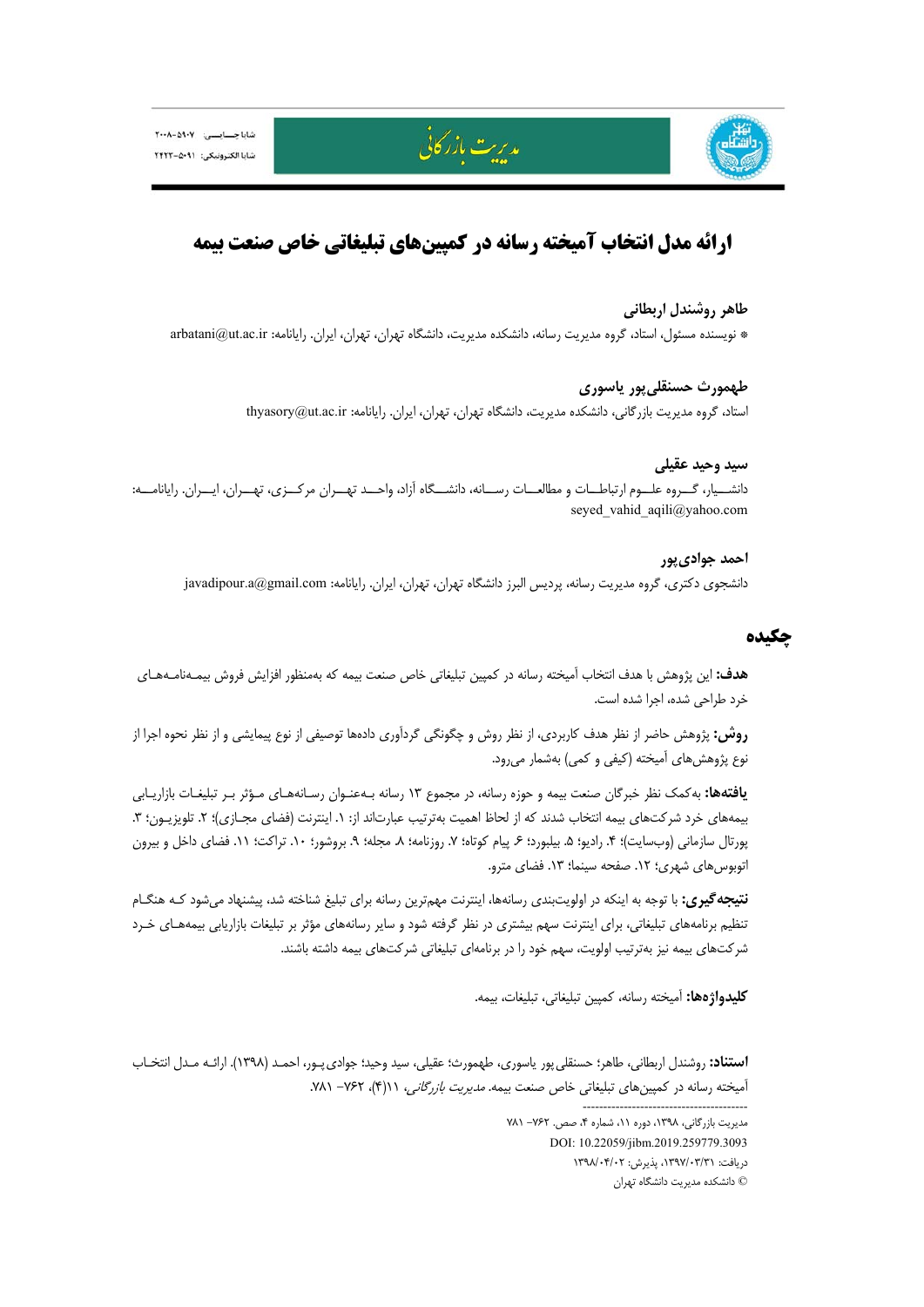# ارائه مدل انتخاب آمیخته رسانه در کمپین‌های تبلیغاتی خاص صنعت بیمه

**طاهر روشندل اربطانی**

* نویسنده مسئول، استاد، گروه مدیریت رسانه، دانشکده مدیریت، دانشگاه تهران، تهران، ایران. رایانامه: arbatani@ut.ac.ir

**طهمورث حسنقلی‌پور یاسوری**

استاد، گروه مدیریت بازرگانی، دانشکده مدیریت، دانشگاه تهران، تهران، ایران. رایانامه: thyasory@ut.ac.ir

**سید وحید عقیلی**

دانشیار، گروه علوم ارتباطات و مطالعات رسانه، دانشگاه آزاد، واحد تهران مرکزی، تهران، ایران. رایانامه: seyed_vahid_aqili@yahoo.com

**احمد جوادی‌پور**

دانشجوی دکتری، گروه مدیریت رسانه، پردیس البرز دانشگاه تهران، تهران، ایران. رایانامه: javadipour.a@gmail.com

## چکیده

**هدف:** این پژوهش با هدف انتخاب آمیخته رسانه در کمپین تبلیغاتی خاص صنعت بیمه که به‌منظور افزایش فروش بیمه‌نامه‌های خرد طراحی شده، اجرا شده است.

**روش:** پژوهش حاضر از نظر هدف کاربردی، از نظر روش و چگونگی گردآوری داده‌ها توصیفی از نوع پیمایشی و از نظر نحوه اجرا از نوع پژوهش‌های آمیخته (کیفی و کمی) به‌شمار می‌رود.

**یافته‌ها:** به‌کمک نظر خبرگان صنعت بیمه و حوزه رسانه، در مجموع ۱۳ رسانه به‌عنوان رسانه‌های مؤثر بر تبلیغات بازاریابی بیمه‌های خرد شرکت‌های بیمه انتخاب شدند که از لحاظ اهمیت به‌ترتیب عبارت‌اند از: ۱. اینترنت (فضای مجازی)؛ ۲. تلویزیون؛ ۳. پورتال سازمانی (وب‌سایت)؛ ۴. رادیو؛ ۵. بیلبورد؛ ۶. پیام کوتاه؛ ۷. روزنامه؛ ۸. مجله؛ ۹. بروشور؛ ۱۰. تراکت؛ ۱۱. فضای داخل و بیرون اتوبوس‌های شهری؛ ۱۲. صفحه سینما؛ ۱۳. فضای مترو.

**نتیجه‌گیری:** با توجه به اینکه در اولویت‌بندی رسانه‌ها، اینترنت مهم‌ترین رسانه برای تبلیغ شناخته شد، پیشنهاد می‌شود که هنگام تنظیم برنامه‌های تبلیغاتی، برای اینترنت سهم بیشتری در نظر گرفته شود و سایر رسانه‌های مؤثر بر تبلیغات بازاریابی بیمه‌های خرد شرکت‌های بیمه نیز به‌ترتیب اولویت، سهم خود را در برنامه‌ای تبلیغاتی شرکت‌های بیمه داشته باشند.

**کلیدواژه‌ها:** آمیخته رسانه، کمپین تبلیغاتی، تبلیغات، بیمه.

**استناد:** روشندل اربطانی، طاهر؛ حسنقلی پور یاسوری، طهمورث؛ عقیلی، سید وحید؛ جوادی‌پور، احمد (۱۳۹۸). ارائه مدل انتخاب آمیخته رسانه در کمپین‌های تبلیغاتی خاص صنعت بیمه. *مدیریت بازرگانی*، ۱۱(۴)، ۷۶۲- ۷۸۱.

مدیریت بازرگانی، ۱۳۹۸، دوره ۱۱، شماره ۴، صص. ۷۶۲- ۷۸۱

DOI: 10.22059/jibm.2019.259779.3093

دریافت: ۱۳۹۷/۰۳/۳۱، پذیرش: ۱۳۹۸/۰۴/۰۲

© دانشکده مدیریت دانشگاه تهران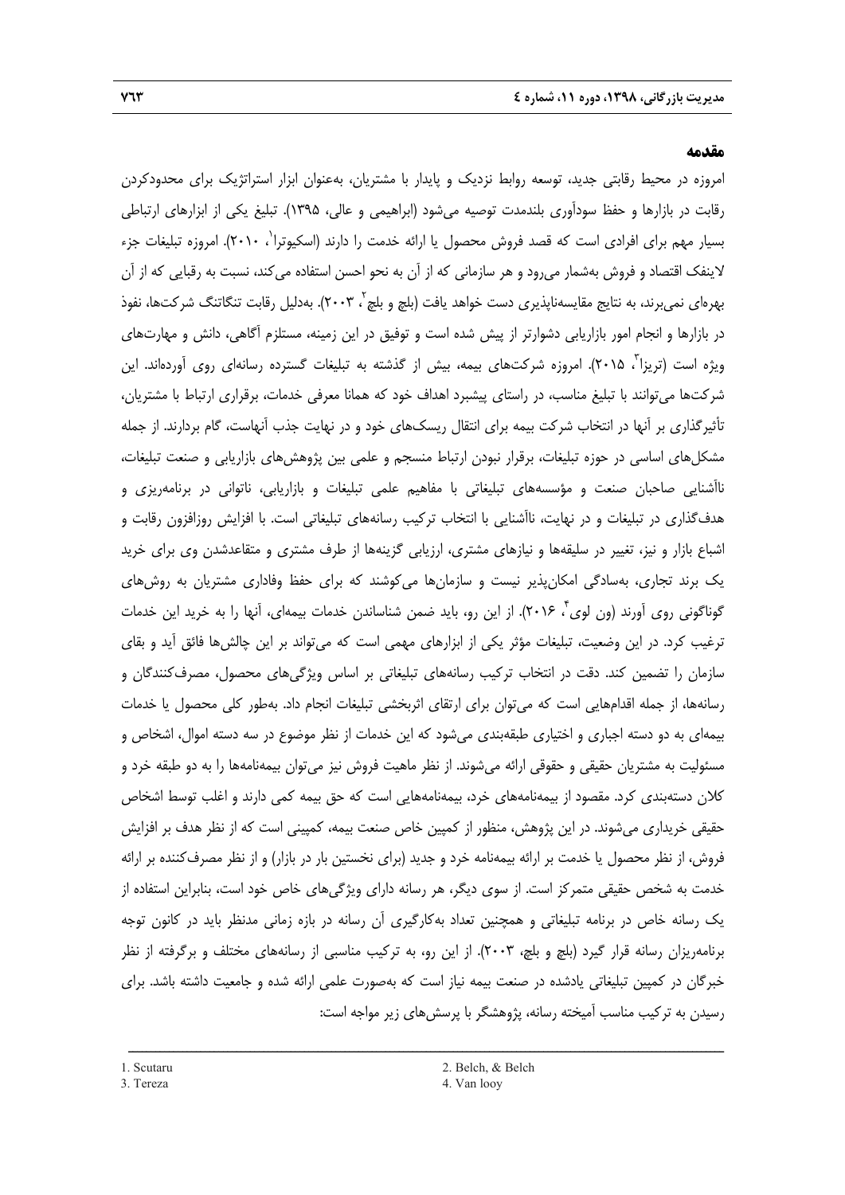## مقدمه

امروزه در محیط رقابتی جدید، توسعه روابط نزدیک و پایدار با مشتریان، به‌عنوان ابزار استراتژیک برای محدودکردن رقابت در بازارها و حفظ سودآوری بلندمدت توصیه می‌شود (ابراهیمی و عالی، ۱۳۹۵). تبلیغ یکی از ابزارهای ارتباطی بسیار مهم برای افرادی است که قصد فروش محصول یا ارائه خدمت را دارند (اسکیوترا[1]، ۲۰۱۰). امروزه تبلیغات جزء لاینفک اقتصاد و فروش به‌شمار می‌رود و هر سازمانی که از آن به نحو احسن استفاده می‌کند، نسبت به رقبایی که از آن بهره‌ای نمی‌برند، به نتایج مقایسه‌ناپذیری دست خواهد یافت (بلچ و بلچ[2]، ۲۰۰۳). به‌دلیل رقابت تنگاتنگ شرکت‌ها، نفوذ در بازارها و انجام امور بازاریابی دشوارتر از پیش شده است و توفیق در این زمینه، مستلزم آگاهی، دانش و مهارت‌های ویژه است (تریزا[3]، ۲۰۱۵). امروزه شرکت‌های بیمه، بیش از گذشته به تبلیغات گسترده رسانه‌ای روی آورده‌اند. این شرکت‌ها می‌توانند با تبلیغ مناسب، در راستای پیشبرد اهداف خود که همانا معرفی خدمات، برقراری ارتباط با مشتریان، تأثیرگذاری بر آنها در انتخاب شرکت بیمه برای انتقال ریسک‌های خود و در نهایت جذب آنهاست، گام بردارند. از جمله مشکل‌های اساسی در حوزه تبلیغات، برقرار نبودن ارتباط منسجم و علمی بین پژوهش‌های بازاریابی و صنعت تبلیغات، ناآشنایی صاحبان صنعت و مؤسسه‌های تبلیغاتی با مفاهیم علمی تبلیغات و بازاریابی، ناتوانی در برنامه‌ریزی و هدف‌گذاری در تبلیغات و در نهایت، ناآشنایی با انتخاب ترکیب رسانه‌های تبلیغاتی است. با افزایش روزافزون رقابت و اشباع بازار و نیز، تغییر در سلیقه‌ها و نیازهای مشتری، ارزیابی گزینه‌ها از طرف مشتری و متقاعدشدن وی برای خرید یک برند تجاری، به‌سادگی امکان‌پذیر نیست و سازمان‌ها می‌کوشند که برای حفظ وفاداری مشتریان به روش‌های گوناگونی روی آورند (ون لوی[4]، ۲۰۱۶). از این رو، باید ضمن شناساندن خدمات بیمه‌ای، آنها را به خرید این خدمات ترغیب کرد. در این وضعیت، تبلیغات مؤثر یکی از ابزارهای مهمی است که می‌تواند بر این چالش‌ها فائق آید و بقای سازمان را تضمین کند. دقت در انتخاب ترکیب رسانه‌های تبلیغاتی بر اساس ویژگی‌های محصول، مصرف‌کنندگان و رسانه‌ها، از جمله اقدام‌هایی است که می‌توان برای ارتقای اثربخشی تبلیغات انجام داد. به‌طور کلی محصول یا خدمات بیمه‌ای به دو دسته اجباری و اختیاری طبقه‌بندی می‌شود که این خدمات از نظر موضوع در سه دسته اموال، اشخاص و مسئولیت به مشتریان حقیقی و حقوقی ارائه می‌شوند. از نظر ماهیت فروش نیز می‌توان بیمه‌نامه‌ها را به دو طبقه خرد و کلان دسته‌بندی کرد. مقصود از بیمه‌نامه‌های خرد، بیمه‌نامه‌هایی است که حق بیمه کمی دارند و اغلب توسط اشخاص حقیقی خریداری می‌شوند. در این پژوهش، منظور از کمپین خاص صنعت بیمه، کمپینی است که از نظر هدف بر افزایش فروش، از نظر محصول یا خدمت بر ارائه بیمه‌نامه خرد و جدید (برای نخستین بار در بازار) و از نظر مصرف‌کننده بر ارائه خدمت به شخص حقیقی متمرکز است. از سوی دیگر، هر رسانه دارای ویژگی‌های خاص خود است، بنابراین استفاده از یک رسانه خاص در برنامه تبلیغاتی و همچنین تعداد به‌کارگیری آن رسانه در بازه زمانی مدنظر باید در کانون توجه برنامه‌ریزان رسانه قرار گیرد (بلچ و بلچ، ۲۰۰۳). از این رو، به ترکیب مناسبی از رسانه‌های مختلف و برگرفته از نظر خبرگان در کمپین تبلیغاتی یادشده در صنعت بیمه نیاز است که به‌صورت علمی ارائه شده و جامعیت داشته باشد. برای رسیدن به ترکیب مناسب آمیخته رسانه، پژوهشگر با پرسش‌های زیر مواجه است:

---

1. Scutaru
2. Belch, & Belch
3. Tereza
4. Van looy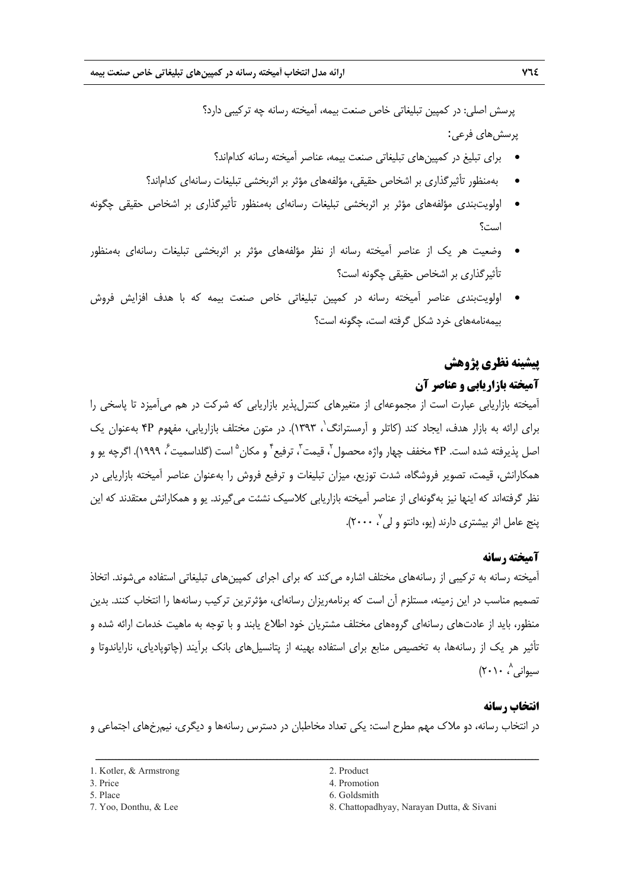پرسش اصلی: در کمپین تبلیغاتی خاص صنعت بیمه، آمیخته رسانه چه ترکیبی دارد؟

پرسش‌های فرعی:

- برای تبلیغ در کمپین‌های تبلیغاتی صنعت بیمه، عناصر آمیخته رسانه کدام‌اند؟
- به‌منظور تأثیرگذاری بر اشخاص حقیقی، مؤلفه‌های مؤثر بر اثربخشی تبلیغات رسانه‌ای کدام‌اند؟
- اولویت‌بندی مؤلفه‌های مؤثر بر اثربخشی تبلیغات رسانه‌ای به‌منظور تأثیرگذاری بر اشخاص حقیقی چگونه است؟
- وضعیت هر یک از عناصر آمیخته رسانه از نظر مؤلفه‌های مؤثر بر اثربخشی تبلیغات رسانه‌ای به‌منظور تأثیرگذاری بر اشخاص حقیقی چگونه است؟
- اولویت‌بندی عناصر آمیخته رسانه در کمپین تبلیغاتی خاص صنعت بیمه که با هدف افزایش فروش بیمه‌نامه‌های خرد شکل گرفته است، چگونه است؟

## پیشینه نظری پژوهش

### آمیخته بازاریابی و عناصر آن

آمیخته بازاریابی عبارت است از مجموعه‌ای از متغیرهای کنترل‌پذیر بازاریابی که شرکت در هم می‌آمیزد تا پاسخی را برای ارائه به بازار هدف، ایجاد کند (کاتلر و آرمسترانگ[1]، ۱۳۹۳). در متون مختلف بازاریابی، مفهوم 4P به‌عنوان یک اصل پذیرفته شده است. 4P مخفف چهار واژه محصول[2]، قیمت[3]، ترفیع[4] و مکان[5] است (گلداسمیت[6]، ۱۹۹۹). اگرچه یو و همکارانش، قیمت، تصویر فروشگاه، شدت توزیع، میزان تبلیغات و ترفیع فروش را به‌عنوان عناصر آمیخته بازاریابی در نظر گرفته‌اند که اینها نیز به‌گونه‌ای از عناصر آمیخته بازاریابی کلاسیک نشئت می‌گیرند. یو و همکارانش معتقدند که این پنج عامل اثر بیشتری دارند (یو، دانتو و لی[7]، ۲۰۰۰).

### آمیخته رسانه

آمیخته رسانه به ترکیبی از رسانه‌های مختلف اشاره می‌کند که برای اجرای کمپین‌های تبلیغاتی استفاده می‌شوند. اتخاذ تصمیم مناسب در این زمینه، مستلزم آن است که برنامه‌ریزان رسانه‌ای، مؤثرترین ترکیب رسانه‌ها را انتخاب کنند. بدین منظور، باید از عادت‌های رسانه‌ای گروه‌های مختلف مشتریان خود اطلاع یابند و با توجه به ماهیت خدمات ارائه شده و تأثیر هر یک از رسانه‌ها، به تخصیص منابع برای استفاده بهینه از پتانسیل‌های بانک برآیند (چاتوپادیای، نارایاندوتا و سیوانی[8]، ۲۰۱۰)

### انتخاب رسانه

در انتخاب رسانه، دو ملاک مهم مطرح است: یکی تعداد مخاطبان در دسترس رسانه‌ها و دیگری، نیمرخ‌های اجتماعی و

---

1. Kotler, & Armstrong
2. Product
3. Price
4. Promotion
5. Place
6. Goldsmith
7. Yoo, Donthu, & Lee
8. Chattopadhyay, Narayan Dutta, & Sivani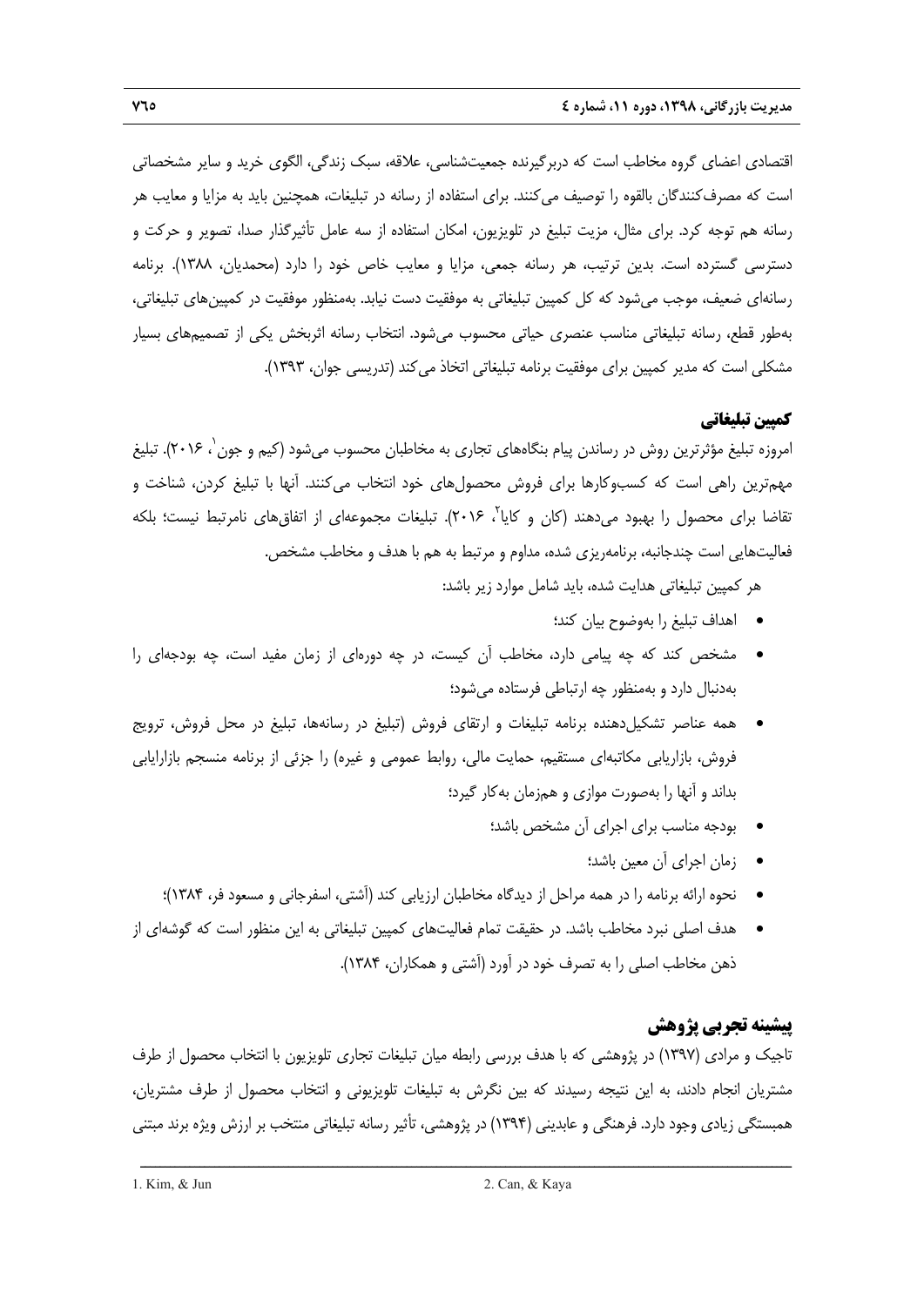اقتصادی اعضای گروه مخاطب است که دربرگیرنده جمعیت‌شناسی، علاقه، سبک زندگی، الگوی خرید و سایر مشخصاتی است که مصرف‌کنندگان بالقوه را توصیف می‌کنند. برای استفاده از رسانه در تبلیغات، همچنین باید به مزایا و معایب هر رسانه هم توجه کرد. برای مثال، مزیت تبلیغ در تلویزیون، امکان استفاده از سه عامل تأثیرگذار صدا، تصویر و حرکت و دسترسی گسترده است. بدین ترتیب، هر رسانه جمعی، مزایا و معایب خاص خود را دارد (محمدیان، ۱۳۸۸). برنامه رسانه‌ای ضعیف، موجب می‌شود که کل کمپین تبلیغاتی به موفقیت دست نیابد. به‌منظور موفقیت در کمپین‌های تبلیغاتی، به‌طور قطع، رسانه تبلیغاتی مناسب عنصری حیاتی محسوب می‌شود. انتخاب رسانه اثربخش یکی از تصمیم‌های بسیار مشکلی است که مدیر کمپین برای موفقیت برنامه تبلیغاتی اتخاذ می‌کند (تدریسی جوان، ۱۳۹۳).

### کمپین تبلیغاتی

امروزه تبلیغ مؤثرترین روش در رساندن پیام بنگاه‌های تجاری به مخاطبان محسوب می‌شود (کیم و جون[1]، ۲۰۱۶). تبلیغ مهم‌ترین راهی است که کسب‌وکارها برای فروش محصول‌های خود انتخاب می‌کنند. آنها با تبلیغ کردن، شناخت و تقاضا برای محصول را بهبود می‌دهند (کان و کایا[2]، ۲۰۱۶). تبلیغات مجموعه‌ای از اتفاق‌های نامرتبط نیست؛ بلکه فعالیت‌هایی است چندجانبه، برنامه‌ریزی شده، مداوم و مرتبط به هم با هدف و مخاطب مشخص.

هر کمپین تبلیغاتی هدایت شده، باید شامل موارد زیر باشد:

- اهداف تبلیغ را به‌وضوح بیان کند؛
- مشخص کند که چه پیامی دارد، مخاطب آن کیست، در چه دوره‌ای از زمان مفید است، چه بودجه‌ای را به‌دنبال دارد و به‌منظور چه ارتباطی فرستاده می‌شود؛
- همه عناصر تشکیل‌دهنده برنامه تبلیغات و ارتقای فروش (تبلیغ در رسانه‌ها، تبلیغ در محل فروش، ترویج فروش، بازاریابی مکاتبه‌ای مستقیم، حمایت مالی، روابط عمومی و غیره) را جزئی از برنامه منسجم بازاریابی بداند و آنها را به‌صورت موازی و هم‌زمان به‌کار گیرد؛
- بودجه مناسب برای اجرای آن مشخص باشد؛
- زمان اجرای آن معین باشد؛
- نحوه ارائه برنامه را در همه مراحل از دیدگاه مخاطبان ارزیابی کند (آشتی، اسفرجانی و مسعود فر، ۱۳۸۴)؛
- هدف اصلی نبرد مخاطب باشد. در حقیقت تمام فعالیت‌های کمپین تبلیغاتی به این منظور است که گوشه‌ای از ذهن مخاطب اصلی را به تصرف خود در آورد (آشتی و همکاران، ۱۳۸۴).

## پیشینه تجربی پژوهش

تاجیک و مرادی (۱۳۹۷) در پژوهشی که با هدف بررسی رابطه میان تبلیغات تجاری تلویزیون با انتخاب محصول از طرف مشتریان انجام دادند، به این نتیجه رسیدند که بین نگرش به تبلیغات تلویزیونی و انتخاب محصول از طرف مشتریان، همبستگی زیادی وجود دارد. فرهنگی و عابدینی (۱۳۹۴) در پژوهشی، تأثیر رسانه تبلیغاتی منتخب بر ارزش ویژه برند مبتنی

---

1. Kim, & Jun
2. Can, & Kaya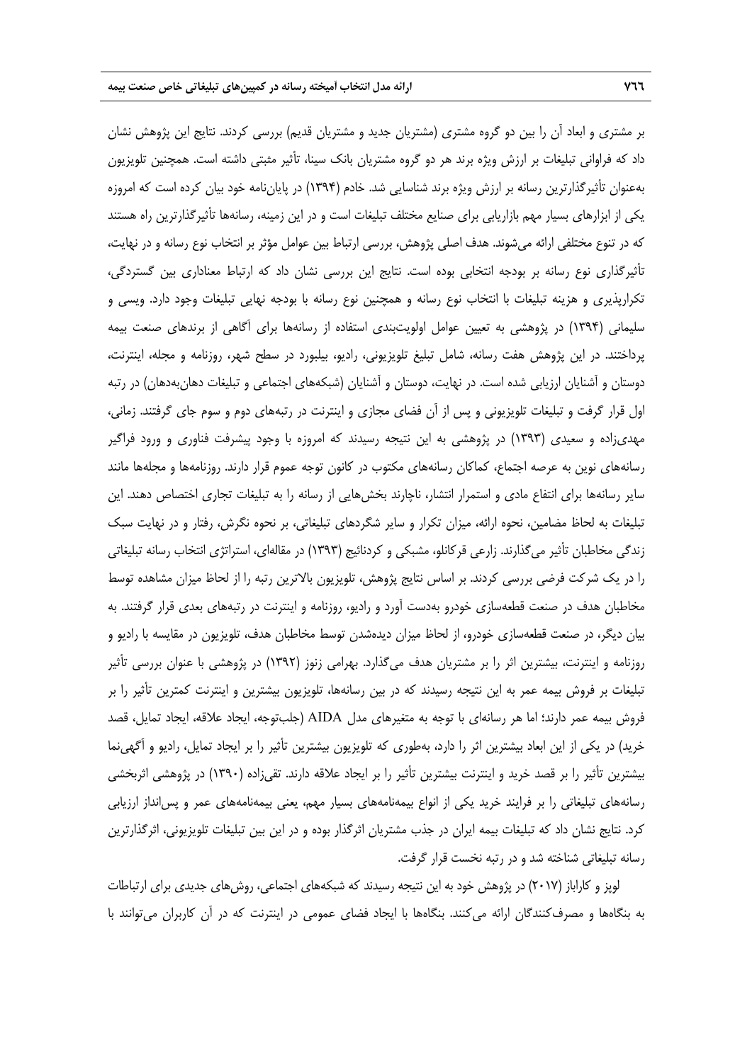بر مشتری و ابعاد آن را بین دو گروه مشتری (مشتریان جدید و مشتریان قدیم) بررسی کردند. نتایج این پژوهش نشان داد که فراوانی تبلیغات بر ارزش ویژه برند هر دو گروه مشتریان بانک سینا، تأثیر مثبتی داشته است. همچنین تلویزیون به‌عنوان تأثیرگذارترین رسانه بر ارزش ویژه برند شناسایی شد. خادم (۱۳۹۴) در پایان‌نامه خود بیان کرده است که امروزه یکی از ابزارهای بسیار مهم بازاریابی برای صنایع مختلف تبلیغات است و در این زمینه، رسانه‌ها تأثیرگذارترین راه هستند که در تنوع مختلفی ارائه می‌شوند. هدف اصلی پژوهش، بررسی ارتباط بین عوامل مؤثر بر انتخاب نوع رسانه و در نهایت، تأثیرگذاری نوع رسانه بر بودجه انتخابی بوده است. نتایج این بررسی نشان داد که ارتباط معناداری بین گستردگی، تکرارپذیری و هزینه تبلیغات با انتخاب نوع رسانه و همچنین نوع رسانه با بودجه نهایی تبلیغات وجود دارد. ویسی و سلیمانی (۱۳۹۴) در پژوهشی به تعیین عوامل اولویت‌بندی استفاده از رسانه‌ها برای آگاهی از برندهای صنعت بیمه پرداختند. در این پژوهش هفت رسانه، شامل تبلیغ تلویزیونی، رادیو، بیلبورد در سطح شهر، روزنامه و مجله، اینترنت، دوستان و آشنایان ارزیابی شده است. در نهایت، دوستان و آشنایان (شبکه‌های اجتماعی و تبلیغات دهان‌به‌دهان) در رتبه اول قرار گرفت و تبلیغات تلویزیونی و پس از آن فضای مجازی و اینترنت در رتبه‌های دوم و سوم جای گرفتند. زمانی، مهدی‌زاده و سعیدی (۱۳۹۳) در پژوهشی به این نتیجه رسیدند که امروزه با وجود پیشرفت فناوری و ورود فراگیر رسانه‌های نوین به عرصه اجتماع، کماکان رسانه‌های مکتوب در کانون توجه عموم قرار دارند. روزنامه‌ها و مجله‌ها مانند سایر رسانه‌ها برای انتفاع مادی و استمرار انتشار، ناچارند بخش‌هایی از رسانه را به تبلیغات تجاری اختصاص دهند. این تبلیغات به لحاظ مضامین، نحوه ارائه، میزان تکرار و سایر شگردهای تبلیغاتی، بر نحوه نگرش، رفتار و در نهایت سبک زندگی مخاطبان تأثیر می‌گذارند. زارعی قرکانلو، مشبکی و کردنائیج (۱۳۹۳) در مقاله‌ای، استراتژی انتخاب رسانه تبلیغاتی را در یک شرکت فرضی بررسی کردند. بر اساس نتایج پژوهش، تلویزیون بالاترین رتبه را از لحاظ میزان مشاهده توسط مخاطبان هدف در صنعت قطعه‌سازی خودرو به‌دست آورد و رادیو، روزنامه و اینترنت در رتبه‌های بعدی قرار گرفتند. به بیان دیگر، در صنعت قطعه‌سازی خودرو، از لحاظ میزان دیده‌شدن توسط مخاطبان هدف، تلویزیون در مقایسه با رادیو و روزنامه و اینترنت، بیشترین اثر را بر مشتریان هدف می‌گذارد. بهرامی زنوز (۱۳۹۲) در پژوهشی با عنوان بررسی تأثیر تبلیغات بر فروش بیمه عمر به این نتیجه رسیدند که در بین رسانه‌ها، تلویزیون بیشترین و اینترنت کمترین تأثیر را بر فروش بیمه عمر دارند؛ اما هر رسانه‌ای با توجه به متغیرهای مدل AIDA (جلب‌توجه، ایجاد علاقه، ایجاد تمایل، قصد خرید) در یکی از این ابعاد بیشترین اثر را دارد، به‌طوری که تلویزیون بیشترین تأثیر را بر ایجاد تمایل، رادیو و آگهی‌نما بیشترین تأثیر را بر قصد خرید و اینترنت بیشترین تأثیر را بر ایجاد علاقه دارند. تقی‌زاده (۱۳۹۰) در پژوهشی اثربخشی رسانه‌های تبلیغاتی را بر فرایند خرید یکی از انواع بیمه‌نامه‌های بسیار مهم، یعنی بیمه‌نامه‌های عمر و پس‌انداز ارزیابی کرد. نتایج نشان داد که تبلیغات بیمه ایران در جذب مشتریان اثرگذار بوده و در این بین تبلیغات تلویزیونی، اثرگذارترین رسانه تبلیغاتی شناخته شد و در رتبه نخست قرار گرفت.

لوپز و کاراباز (۲۰۱۷) در پژوهش خود به این نتیجه رسیدند که شبکه‌های اجتماعی، روش‌های جدیدی برای ارتباطات به بنگاه‌ها و مصرف‌کنندگان ارائه می‌کنند. بنگاه‌ها با ایجاد فضای عمومی در اینترنت که در آن کاربران می‌توانند با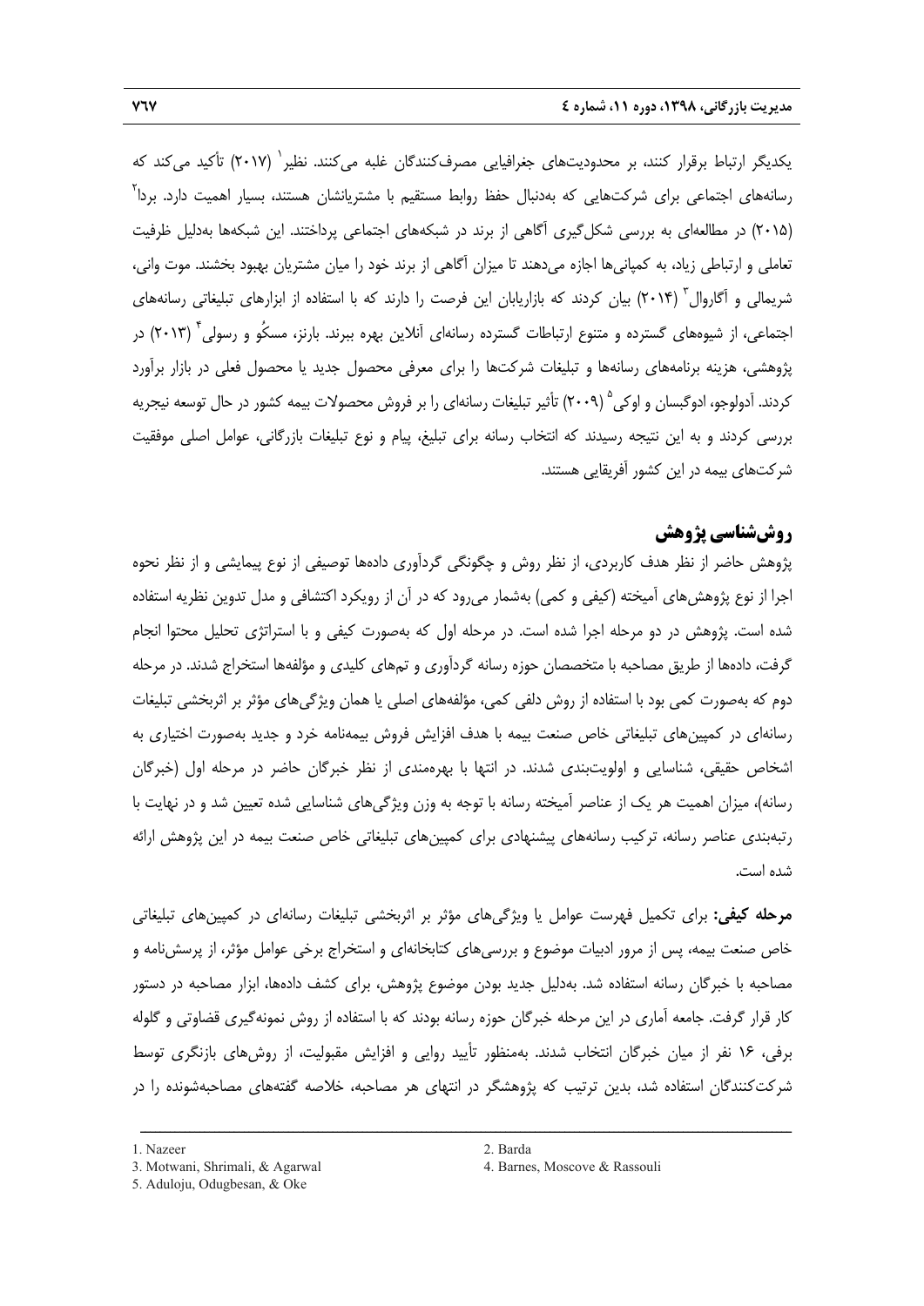یکدیگر ارتباط برقرار کنند، بر محدودیت‌های جغرافیایی مصرف‌کنندگان غلبه می‌کنند. نظیر[1] (۲۰۱۷) تأکید می‌کند که رسانه‌های اجتماعی برای شرکت‌هایی که به‌دنبال حفظ روابط مستقیم با مشتریانشان هستند، بسیار اهمیت دارد. بردا[2] (۲۰۱۵) در مطالعه‌ای به بررسی شکل‌گیری آگاهی از برند در شبکه‌های اجتماعی پرداختند. این شبکه‌ها به‌دلیل ظرفیت تعاملی و ارتباطی زیاد، به کمپانی‌ها اجازه می‌دهند تا میزان آگاهی از برند خود را میان مشتریان بهبود بخشند. موت وانی، شریمالی و آگاروال[3] (۲۰۱۴) بیان کردند که بازاریابان این فرصت را دارند که با استفاده از ابزارهای تبلیغاتی رسانه‌های اجتماعی، از شیوه‌های گسترده و متنوع ارتباطات گسترده رسانه‌ای آنلاین بهره ببرند. بارنز، مسکُو و رسولی[4] (۲۰۱۳) در پژوهشی، هزینه برنامه‌های رسانه‌ها و تبلیغات شرکت‌ها را برای معرفی محصول جدید یا محصول فعلی در بازار برآورد کردند. آدولوجو، ادوگبسان و اوکی[5] (۲۰۰۹) تأثیر تبلیغات رسانه‌ای را بر فروش محصولات بیمه کشور در حال توسعه نیجریه بررسی کردند و به این نتیجه رسیدند که انتخاب رسانه برای تبلیغ، پیام و نوع تبلیغات بازرگانی، عوامل اصلی موفقیت شرکت‌های بیمه در این کشور آفریقایی هستند.

## روش‌شناسی پژوهش

پژوهش حاضر از نظر هدف کاربردی، از نظر روش و چگونگی گردآوری داده‌ها توصیفی از نوع پیمایشی و از نظر نحوه اجرا از نوع پژوهش‌های آمیخته (کیفی و کمی) به‌شمار می‌رود که در آن از رویکرد اکتشافی و مدل تدوین نظریه استفاده شده است. پژوهش در دو مرحله اجرا شده است. در مرحله اول که به‌صورت کیفی و با استراتژی تحلیل محتوا انجام گرفت، داده‌ها از طریق مصاحبه با متخصصان حوزه رسانه گردآوری و تم‌های کلیدی و مؤلفه‌ها استخراج شدند. در مرحله دوم که به‌صورت کمی بود با استفاده از روش دلفی کمی، مؤلفه‌های اصلی یا همان ویژگی‌های مؤثر بر اثربخشی تبلیغات رسانه‌ای در کمپین‌های تبلیغاتی خاص صنعت بیمه با هدف افزایش فروش بیمه‌نامه خرد و جدید به‌صورت اختیاری به اشخاص حقیقی، شناسایی و اولویت‌بندی شدند. در انتها با بهره‌مندی از نظر خبرگان حاضر در مرحله اول (خبرگان رسانه)، میزان اهمیت هر یک از عناصر آمیخته رسانه با توجه به وزن ویژگی‌های شناسایی شده تعیین شد و در نهایت با رتبه‌بندی عناصر رسانه، ترکیب رسانه‌های پیشنهادی برای کمپین‌های تبلیغاتی خاص صنعت بیمه در این پژوهش ارائه شده است.

**مرحله کیفی:** برای تکمیل فهرست عوامل یا ویژگی‌های مؤثر بر اثربخشی تبلیغات رسانه‌ای در کمپین‌های تبلیغاتی خاص صنعت بیمه، پس از مرور ادبیات موضوع و بررسی‌های کتابخانه‌ای و استخراج برخی عوامل مؤثر، از پرسش‌نامه و مصاحبه با خبرگان رسانه استفاده شد. به‌دلیل جدید بودن موضوع پژوهش، برای کشف داده‌ها، ابزار مصاحبه در دستور کار قرار گرفت. جامعه آماری در این مرحله خبرگان حوزه رسانه بودند که با استفاده از روش نمونه‌گیری قضاوتی و گلوله برفی، ۱۶ نفر از میان خبرگان انتخاب شدند. به‌منظور تأیید روایی و افزایش مقبولیت، از روش‌های بازنگری توسط شرکت‌کنندگان استفاده شد، بدین ترتیب که پژوهشگر در انتهای هر مصاحبه، خلاصه گفته‌های مصاحبه‌شونده را در

---

1. Nazeer
2. Barda
3. Motwani, Shrimali, & Agarwal
4. Barnes, Moscove & Rassouli
5. Aduloju, Odugbesan, & Oke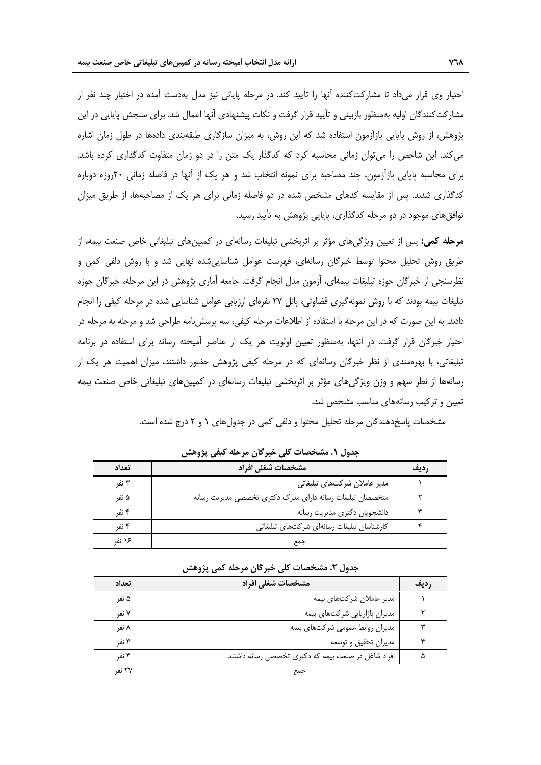اختیار وی قرار می‌داد تا مشارکت‌کننده آنها را تأیید کند. در مرحله پایانی نیز مدل به‌دست آمده در اختیار چند نفر از مشارکت‌کنندگان اولیه به‌منظور بازبینی و تأیید قرار گرفت و نکات پیشنهادی آنها اعمال شد. برای سنجش پایایی در این پژوهش، از روش پایایی بازآزمون استفاده شد که این روش، به میزان سازگاری طبقه‌بندی داده‌ها در طول زمان اشاره می‌کند. این شاخص را می‌توان زمانی محاسبه کرد که کدگذار یک متن را در دو زمان متفاوت کدگذاری کرده باشد. برای محاسبه پایایی بازآزمون، چند مصاحبه برای نمونه انتخاب شد و هر یک از آنها در فاصله زمانی ۲۰روزه دوباره کدگذاری شدند. پس از مقایسه کدهای مشخص شده در دو فاصله زمانی برای هر یک از مصاحبه‌ها، از طریق میزان توافق‌های موجود در دو مرحله کدگذاری، پایایی پژوهش به تأیید رسید.

**مرحله کمی:** پس از تعیین ویژگی‌های مؤثر بر اثربخشی تبلیغات رسانه‌ای در کمپین‌های تبلیغاتی خاص صنعت بیمه، از طریق روش تحلیل محتوا توسط خبرگان رسانه‌ای، فهرست عوامل شناسایی‌شده نهایی شد و با روش دلفی کمی و نظرسنجی از خبرگان حوزه تبلیغات بیمه‌ای، آزمون مدل انجام گرفت. جامعه آماری پژوهش در این مرحله، خبرگان حوزه تبلیغات بیمه بودند که با روش نمونه‌گیری قضاوتی، پانل ۲۷ نفره‌ای ارزیابی عوامل شناسایی شده در مرحله کیفی را انجام دادند. به این صورت که در این مرحله با استفاده از اطلاعات مرحله کیفی، سه پرسش‌نامه طراحی شد و مرحله به مرحله در اختیار خبرگان قرار گرفت. در انتها، به‌منظور تعیین اولویت هر یک از عناصر آمیخته رسانه برای استفاده در برنامه تبلیغاتی، با بهره‌مندی از نظر خبرگان رسانه‌ای که در مرحله کیفی پژوهش حضور داشتند، میزان اهمیت هر یک از رسانه‌ها از نظر سهم و وزن ویژگی‌های مؤثر بر اثربخشی تبلیغات رسانه‌ای در کمپین‌های تبلیغاتی خاص صنعت بیمه تعیین و ترکیب رسانه‌های مناسب مشخص شد.

مشخصات پاسخ‌دهندگان مرحله تحلیل محتوا و دلفی کمی در جدول‌های ۱ و ۲ درج شده است.

**جدول ۱. مشخصات کلی خبرگان مرحله کیفی پژوهش**

| ردیف | مشخصات شغلی افراد | تعداد |
|---|---|---|
| ۱ | مدیر عاملان شرکت‌های تبلیغاتی | ۳ نفر |
| ۲ | متخصصان تبلیغات رسانه دارای مدرک دکتری تخصصی مدیریت رسانه | ۵ نفر |
| ۳ | دانشجویان دکتری مدیریت رسانه | ۴ نفر |
| ۴ | کارشناسان تبلیغات رسانه‌ای شرکت‌های تبلیغاتی | ۴ نفر |
| | جمع | ۱۶ نفر |

**جدول ۲. مشخصات کلی خبرگان مرحله کمی پژوهش**

| ردیف | مشخصات شغلی افراد | تعداد |
|---|---|---|
| ۱ | مدیر عاملان شرکت‌های بیمه | ۵ نفر |
| ۲ | مدیران بازاریابی شرکت‌های بیمه | ۷ نفر |
| ۳ | مدیران روابط عمومی شرکت‌های بیمه | ۸ نفر |
| ۴ | مدیران تحقیق و توسعه | ۳ نفر |
| ۵ | افراد شاغل در صنعت بیمه که دکتری تخصصی رسانه داشتند | ۴ نفر |
| | جمع | ۲۷ نفر |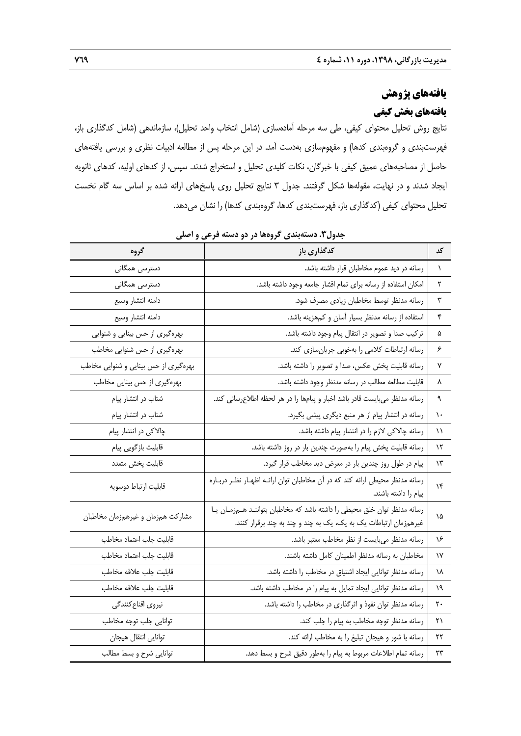## یافته‌های پژوهش

### یافته‌های بخش کیفی

نتایج روش تحلیل محتوای کیفی، طی سه مرحله آماده‌سازی (شامل انتخاب واحد تحلیل)، سازماندهی (شامل کدگذاری باز، فهرست‌بندی و گروه‌بندی کدها) و مفهوم‌سازی به‌دست آمد. در این مرحله پس از مطالعه ادبیات نظری و بررسی یافته‌های حاصل از مصاحبه‌های عمیق کیفی با خبرگان، نکات کلیدی تحلیل و استخراج شدند. سپس، از کدهای اولیه، کدهای ثانویه ایجاد شدند و در نهایت، مقوله‌ها شکل گرفتند. جدول ۳ نتایج تحلیل روی پاسخ‌های ارائه شده بر اساس سه گام نخست تحلیل محتوای کیفی (کدگذاری باز، فهرست‌بندی کدها، گروه‌بندی کدها) را نشان می‌دهد.

**جدول۳. دسته‌بندی گروه‌ها در دو دسته فرعی و اصلی**

| کد | کدگذاری باز | گروه |
|---|---|---|
| ۱ | رسانه در دید عموم مخاطبان قرار داشته باشد. | دسترسی همگانی |
| ۲ | امکان استفاده از رسانه برای تمام اقشار جامعه وجود داشته باشد. | دسترسی همگانی |
| ۳ | رسانه مدنظر توسط مخاطبان زیادی مصرف شود. | دامنه انتشار وسیع |
| ۴ | استفاده از رسانه مدنظر بسیار آسان و کم‌هزینه باشد. | دامنه انتشار وسیع |
| ۵ | ترکیب صدا و تصویر در انتقال پیام وجود داشته باشد. | بهره‌گیری از حس بینایی و شنوایی |
| ۶ | رسانه ارتباطات کلامی را به‌خوبی جریان‌سازی کند. | بهره‌گیری از حس شنوایی مخاطب |
| ۷ | رسانه قابلیت پخش عکس، صدا و تصویر را داشته باشد. | بهره‌گیری از حس بینایی و شنوایی مخاطب |
| ۸ | قابلیت مطالعه مطالب در رسانه مدنظر وجود داشته باشد. | بهره‌گیری از حس بینایی مخاطب |
| ۹ | رسانه مدنظر می‌بایست قادر باشد اخبار و پیام‌ها را در هر لحظه اطلاع‌رسانی کند. | شتاب در انتشار پیام |
| ۱۰ | رسانه در انتشار پیام از هر منبع دیگری پیشی بگیرد. | شتاب در انتشار پیام |
| ۱۱ | رسانه چالاکی لازم را در انتشار پیام داشته باشد. | چالاکی در انتشار پیام |
| ۱۲ | رسانه قابلیت پخش پیام را به‌صورت چندین بار در روز داشته باشد. | قابلیت بازگویی پیام |
| ۱۳ | پیام در طول روز چندین بار در معرض دید مخاطب قرار گیرد. | قابلیت پخش متعدد |
| ۱۴ | رسانه مدنظر محیطی ارائه کند که در آن مخاطبان توان ارائه اظهار نظر درباره پیام را داشته باشند. | قابلیت ارتباط دوسویه |
| ۱۵ | رسانه مدنظر توان خلق محیطی را داشته باشد که مخاطبان بتوانند هم‌زمان یا غیرهم‌زمان ارتباطات یک به یک، یک به چند و چند به چند برقرار کنند. | مشارکت هم‌زمان و غیرهم‌زمان مخاطبان |
| ۱۶ | رسانه مدنظر می‌بایست از نظر مخاطب معتبر باشد. | قابلیت جلب اعتماد مخاطب |
| ۱۷ | مخاطبان به رسانه مدنظر اطمینان کامل داشته باشند. | قابلیت جلب اعتماد مخاطب |
| ۱۸ | رسانه مدنظر توانایی ایجاد اشتیاق در مخاطب را داشته باشد. | قابلیت جلب علاقه مخاطب |
| ۱۹ | رسانه مدنظر توانایی ایجاد تمایل به پیام را در مخاطب داشته باشد. | قابلیت جلب علاقه مخاطب |
| ۲۰ | رسانه مدنظر توان نفوذ و اثرگذاری در مخاطب را داشته باشد. | نیروی اقناع‌کنندگی |
| ۲۱ | رسانه مدنظر توجه مخاطب به پیام را جلب کند. | توانایی جلب توجه مخاطب |
| ۲۲ | رسانه با شور و هیجان تبلیغ را به مخاطب ارائه کند. | توانایی انتقال هیجان |
| ۲۳ | رسانه تمام اطلاعات مربوط به پیام را به‌طور دقیق شرح و بسط دهد. | توانایی شرح و بسط مطالب |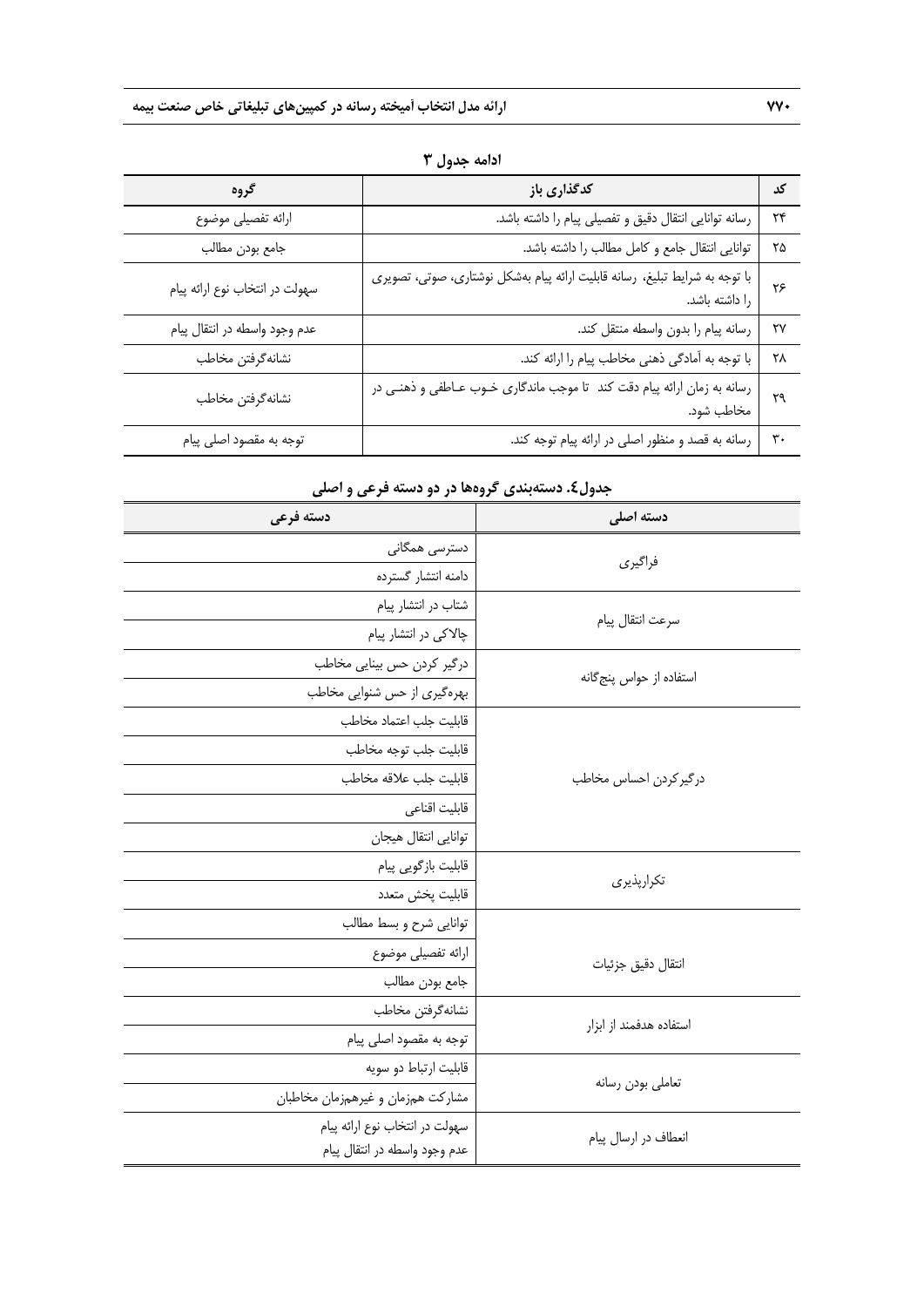**ادامه جدول ۳**

| کد | کدگذاری باز | گروه |
|---|---|---|
| ۲۴ | رسانه توانایی انتقال دقیق و تفصیلی پیام را داشته باشد. | ارائه تفصیلی موضوع |
| ۲۵ | توانایی انتقال جامع و کامل مطالب را داشته باشد. | جامع بودن مطالب |
| ۲۶ | با توجه به شرایط تبلیغ، رسانه قابلیت ارائه پیام به‌شکل نوشتاری، صوتی، تصویری را داشته باشد. | سهولت در انتخاب نوع ارائه پیام |
| ۲۷ | رسانه پیام را بدون واسطه منتقل کند. | عدم وجود واسطه در انتقال پیام |
| ۲۸ | با توجه به آمادگی ذهنی مخاطب پیام را ارائه کند. | نشانه‌گرفتن مخاطب |
| ۲۹ | رسانه به زمان ارائه پیام دقت کند تا موجب ماندگاری خوب عاطفی و ذهنی در مخاطب شود. | نشانه‌گرفتن مخاطب |
| ۳۰ | رسانه به قصد و منظور اصلی در ارائه پیام توجه کند. | توجه به مقصود اصلی پیام |

**جدول٤. دسته‌بندی گروه‌ها در دو دسته فرعی و اصلی**

| دسته اصلی | دسته فرعی |
|---|---|
| فراگیری | دسترسی همگانی |
| | دامنه انتشار گسترده |
| سرعت انتقال پیام | شتاب در انتشار پیام |
| | چالاکی در انتشار پیام |
| استفاده از حواس پنج‌گانه | درگیر کردن حس بینایی مخاطب |
| | بهره‌گیری از حس شنوایی مخاطب |
| درگیرکردن احساس مخاطب | قابلیت جلب اعتماد مخاطب |
| | قابلیت جلب توجه مخاطب |
| | قابلیت جلب علاقه مخاطب |
| | قابلیت اقناعی |
| | توانایی انتقال هیجان |
| تکرارپذیری | قابلیت بازگویی پیام |
| | قابلیت پخش متعدد |
| انتقال دقیق جزئیات | توانایی شرح و بسط مطالب |
| | ارائه تفصیلی موضوع |
| | جامع بودن مطالب |
| استفاده هدفمند از ابزار | نشانه‌گرفتن مخاطب |
| | توجه به مقصود اصلی پیام |
| تعاملی بودن رسانه | قابلیت ارتباط دو سویه |
| | مشارکت هم‌زمان و غیرهم‌زمان مخاطبان |
| انعطاف در ارسال پیام | سهولت در انتخاب نوع ارائه پیام |
| | عدم وجود واسطه در انتقال پیام |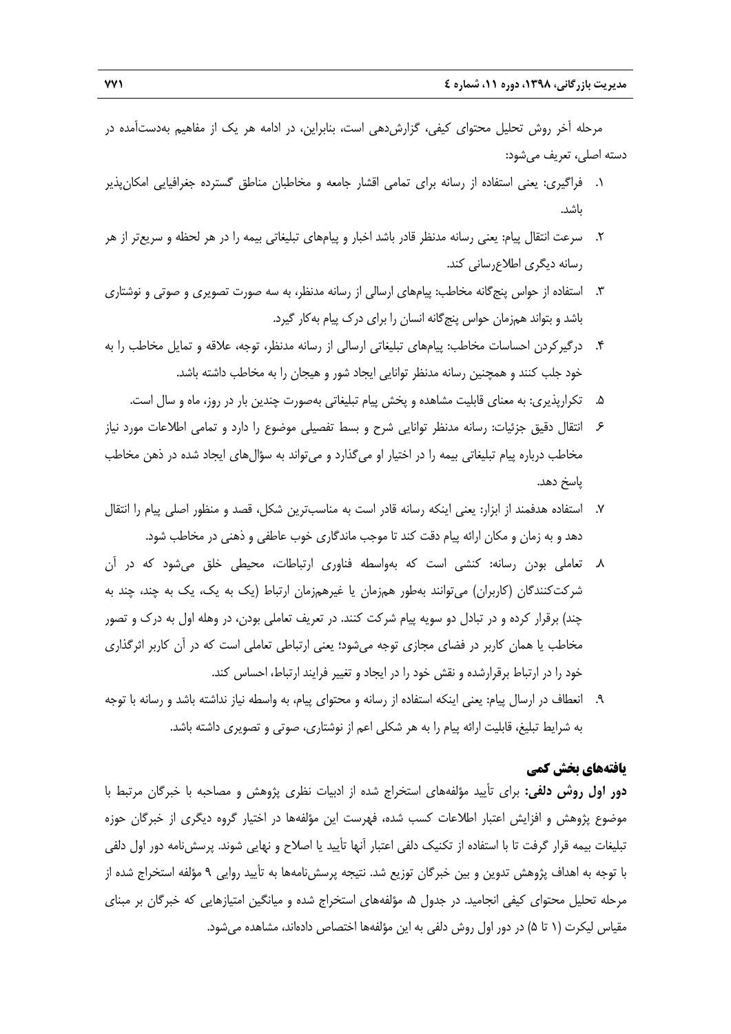مرحله آخر روش تحلیل محتوای کیفی، گزارش‌دهی است، بنابراین، در ادامه هر یک از مفاهیم به‌دست‌آمده در دسته اصلی، تعریف می‌شود:

۱. فراگیری: یعنی استفاده از رسانه برای تمامی اقشار جامعه و مخاطبان مناطق گسترده جغرافیایی امکان‌پذیر باشد.

۲. سرعت انتقال پیام: یعنی رسانه مدنظر قادر باشد اخبار و پیامهای تبلیغاتی بیمه را در هر لحظه و سریع‌تر از هر رسانه دیگری اطلاع‌رسانی کند.

۳. استفاده از حواس پنج‌گانه مخاطب: پیامهای ارسالی از رسانه مدنظر، به سه صورت تصویری و صوتی و نوشتاری باشد و بتواند هم‌زمان حواس پنج‌گانه انسان را برای درک پیام به‌کار گیرد.

۴. درگیرکردن احساسات مخاطب: پیامهای تبلیغاتی ارسالی از رسانه مدنظر، توجه، علاقه و تمایل مخاطب را به خود جلب کنند و همچنین رسانه مدنظر توانایی ایجاد شور و هیجان را به مخاطب داشته باشد.

۵. تکرارپذیری: به معنای قابلیت مشاهده و پخش پیام تبلیغاتی به‌صورت چندین بار در روز، ماه و سال است.

۶. انتقال دقیق جزئیات: رسانه مدنظر توانایی شرح و بسط تفصیلی موضوع را دارد و تمامی اطلاعات مورد نیاز مخاطب درباره پیام تبلیغاتی بیمه را در اختیار او می‌گذارد و می‌تواند به سؤال‌های ایجاد شده در ذهن مخاطب پاسخ دهد.

۷. استفاده هدفمند از ابزار: یعنی اینکه رسانه قادر است به مناسب‌ترین شکل، قصد و منظور اصلی پیام را انتقال دهد و به زمان و مکان ارائه پیام دقت کند تا موجب ماندگاری خوب عاطفی و ذهنی در مخاطب شود.

۸. تعاملی بودن رسانه: کنشی است که به‌واسطه فناوری ارتباطات، محیطی خلق می‌شود که در آن شرکت‌کنندگان (کاربران) می‌توانند به‌طور هم‌زمان یا غیرهم‌زمان ارتباط (یک به یک، یک به چند، چند به چند) برقرار کرده و در تبادل دو سویه پیام شرکت کنند. در تعریف تعاملی بودن، در وهله اول به درک و تصور مخاطب یا همان کاربر در فضای مجازی توجه می‌شود؛ یعنی ارتباطی تعاملی است که در آن کاربر اثرگذاری خود را در ارتباط برقرارشده و نقش خود را در ایجاد و تغییر فرایند ارتباط، احساس کند.

۹. انعطاف در ارسال پیام: یعنی اینکه استفاده از رسانه و محتوای پیام، به واسطه نیاز نداشته باشد و رسانه با توجه به شرایط تبلیغ، قابلیت ارائه پیام را به هر شکلی اعم از نوشتاری، صوتی و تصویری داشته باشد.

## یافته‌های بخش کمی

**دور اول روش دلفی:** برای تأیید مؤلفه‌های استخراج شده از ادبیات نظری پژوهش و مصاحبه با خبرگان مرتبط با موضوع پژوهش و افزایش اعتبار اطلاعات کسب شده، فهرست این مؤلفه‌ها در اختیار گروه دیگری از خبرگان حوزه تبلیغات بیمه قرار گرفت تا با استفاده از تکنیک دلفی اعتبار آنها تأیید یا اصلاح و نهایی شوند. پرسش‌نامه دور اول دلفی با توجه به اهداف پژوهش تدوین و بین خبرگان توزیع شد. نتیجه پرسش‌نامه‌ها به تأیید روایی ۹ مؤلفه استخراج شده از مرحله تحلیل محتوای کیفی انجامید. در جدول ۵، مؤلفه‌های استخراج شده و میانگین امتیازهایی که خبرگان بر مبنای مقیاس لیکرت (۱ تا ۵) در دور اول روش دلفی به این مؤلفه‌ها اختصاص داده‌اند، مشاهده می‌شود.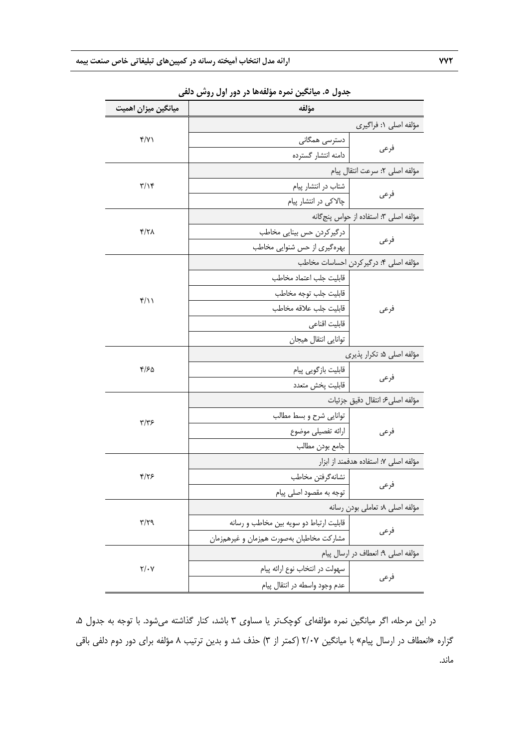**جدول ۵. میانگین نمره مؤلفه‌ها در دور اول روش دلفی**

| مؤلفه | | میانگین میزان اهمیت |
|---|---|---|
| مؤلفه اصلی ۱: فراگیری | | ۴/۷۱ |
| فرعی | دسترسی همگانی | |
| | دامنه انتشار گسترده | |
| مؤلفه اصلی ۲: سرعت انتقال پیام | | ۳/۱۴ |
| فرعی | شتاب در انتشار پیام | |
| | چالاکی در انتشار پیام | |
| مؤلفه اصلی ۳: استفاده از حواس پنج‌گانه | | ۴/۲۸ |
| فرعی | درگیرکردن حس بینایی مخاطب | |
| | بهره‌گیری از حس شنوایی مخاطب | |
| مؤلفه اصلی ۴: درگیرکردن احساسات مخاطب | | ۴/۱۱ |
| فرعی | قابلیت جلب اعتماد مخاطب | |
| | قابلیت جلب توجه مخاطب | |
| | قابلیت جلب علاقه مخاطب | |
| | قابلیت اقناعی | |
| | توانایی انتقال هیجان | |
| مؤلفه اصلی ۵: تکرار پذیری | | ۴/۶۵ |
| فرعی | قابلیت بازگویی پیام | |
| | قابلیت پخش متعدد | |
| مؤلفه اصلی۶: انتقال دقیق جزئیات | | ۳/۳۶ |
| فرعی | توانایی شرح و بسط مطالب | |
| | ارائه تفصیلی موضوع | |
| | جامع بودن مطالب | |
| مؤلفه اصلی ۷: استفاده هدفمند از ابزار | | ۴/۲۶ |
| فرعی | نشانه‌گرفتن مخاطب | |
| | توجه به مقصود اصلی پیام | |
| مؤلفه اصلی ۸: تعاملی بودن رسانه | | ۳/۲۹ |
| فرعی | قابلیت ارتباط دو سویه بین مخاطب و رسانه | |
| | مشارکت مخاطبان به‌صورت هم‌زمان و غیرهم‌زمان | |
| مؤلفه اصلی ۹: انعطاف در ارسال پیام | | ۲/۰۷ |
| فرعی | سهولت در انتخاب نوع ارائه پیام | |
| | عدم وجود واسطه در انتقال پیام | |

در این مرحله، اگر میانگین نمره مؤلفه‌ای کوچک‌تر یا مساوی ۳ باشد، کنار گذاشته می‌شود. با توجه به جدول ۵، گزاره «انعطاف در ارسال پیام» با میانگین ۲/۰۷ (کمتر از ۳) حذف شد و بدین ترتیب ۸ مؤلفه برای دور دوم دلفی باقی ماند.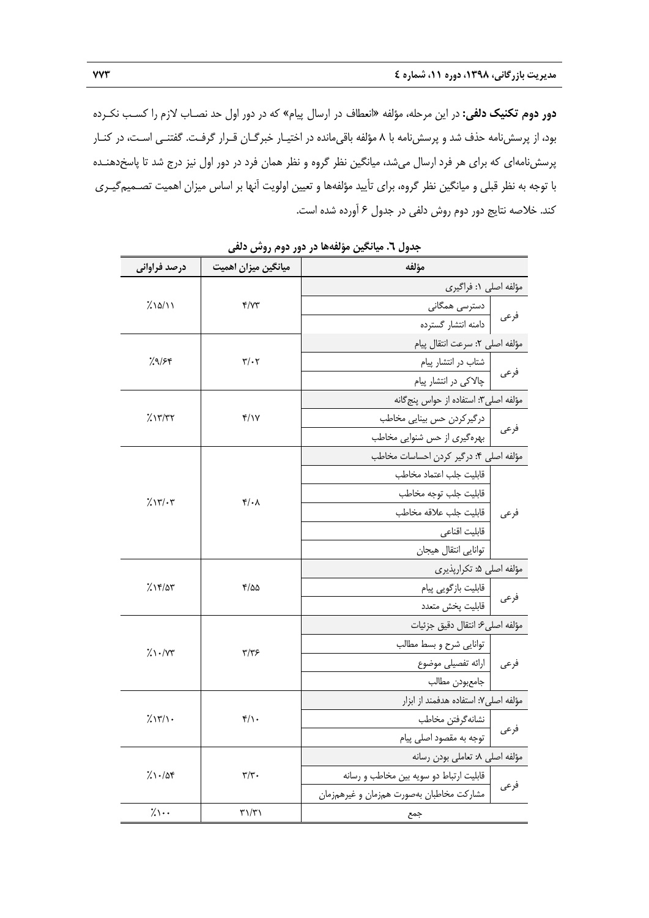**دور دوم تکنیک دلفی:** در این مرحله، مؤلفه «انعطاف در ارسال پیام» که در دور اول حد نصاب لازم را کسب نکرده بود، از پرسش‌نامه حذف شد و پرسش‌نامه با ۸ مؤلفه باقی‌مانده در اختیار خبرگان قرار گرفت. گفتنی است، در کنار پرسش‌نامه‌ای که برای هر فرد ارسال می‌شد، میانگین نظر گروه و نظر همان فرد در دور اول نیز درج شد تا پاسخ‌دهنده با توجه به نظر قبلی و میانگین نظر گروه، برای تأیید مؤلفه‌ها و تعیین اولویت آنها بر اساس میزان اهمیت تصمیم‌گیری کند. خلاصه نتایج دور دوم روش دلفی در جدول ۶ آورده شده است.

**جدول ٦. میانگین مؤلفه‌ها در دور دوم روش دلفی**

| مؤلفه | | میانگین میزان اهمیت | درصد فراوانی |
|---|---|---|---|
| مؤلفه اصلی ۱: فراگیری | | ۴/۷۳ | ٪۱۵/۱۱ |
| فرعی | دسترسی همگانی | | |
| | دامنه انتشار گسترده | | |
| مؤلفه اصلی ۲: سرعت انتقال پیام | | ۳/۰۲ | ٪۹/۶۴ |
| فرعی | شتاب در انتشار پیام | | |
| | چالاکی در انتشار پیام | | |
| مؤلفه اصلی۳: استفاده از حواس پنج‌گانه | | ۴/۱۷ | ٪۱۳/۳۲ |
| فرعی | درگیرکردن حس بینایی مخاطب | | |
| | بهره‌گیری از حس شنوایی مخاطب | | |
| مؤلفه اصلی ۴: درگیر کردن احساسات مخاطب | | ۴/۰۸ | ٪۱۳/۰۳ |
| فرعی | قابلیت جلب اعتماد مخاطب | | |
| | قابلیت جلب توجه مخاطب | | |
| | قابلیت جلب علاقه مخاطب | | |
| | قابلیت اقناعی | | |
| | توانایی انتقال هیجان | | |
| مؤلفه اصلی ۵: تکرارپذیری | | ۴/۵۵ | ٪۱۴/۵۳ |
| فرعی | قابلیت بازگویی پیام | | |
| | قابلیت پخش متعدد | | |
| مؤلفه اصلی۶: انتقال دقیق جزئیات | | ۳/۳۶ | ٪۱۰/۷۳ |
| فرعی | توانایی شرح و بسط مطالب | | |
| | ارائه تفصیلی موضوع | | |
| | جامع‌بودن مطالب | | |
| مؤلفه اصلی۷: استفاده هدفمند از ابزار | | ۴/۱۰ | ٪۱۳/۱۰ |
| فرعی | نشانه‌گرفتن مخاطب | | |
| | توجه به مقصود اصلی پیام | | |
| مؤلفه اصلی ۸: تعاملی بودن رسانه | | ۳/۳۰ | ٪۱۰/۵۴ |
| فرعی | قابلیت ارتباط دو سویه بین مخاطب و رسانه | | |
| | مشارکت مخاطبان به‌صورت هم‌زمان و غیرهم‌زمان | | |
| جمع | | ۳۱/۳۱ | ٪۱۰۰ |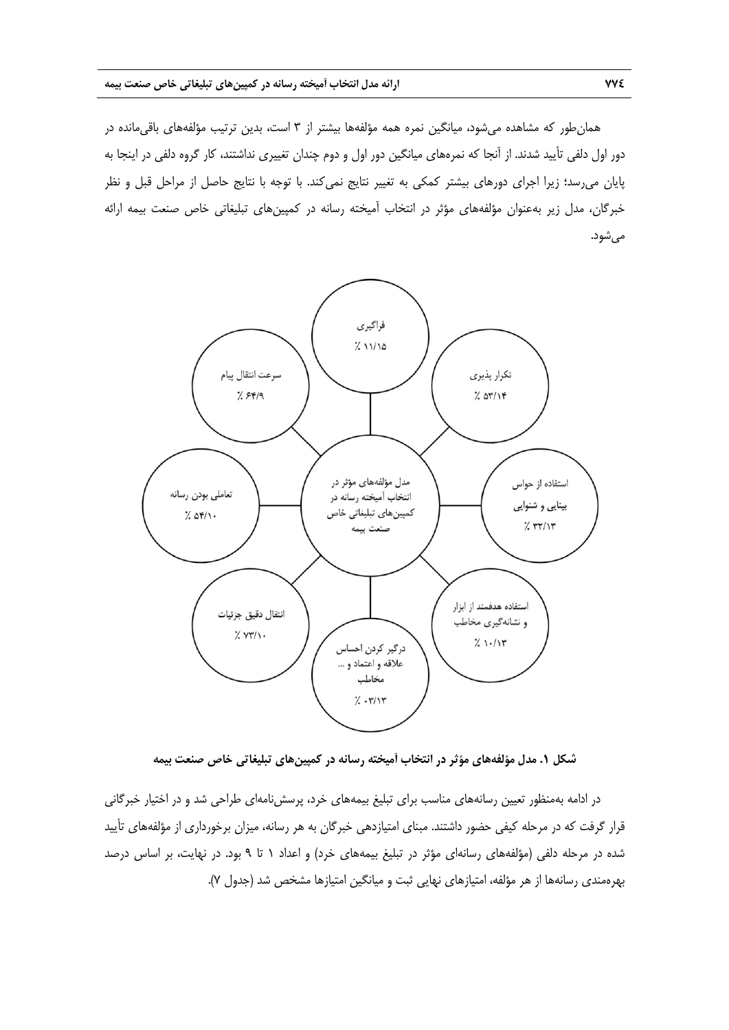همان‌طور که مشاهده می‌شود، میانگین نمره همه مؤلفه‌ها بیشتر از ۳ است، بدین ترتیب مؤلفه‌های باقی‌مانده در دور اول دلفی تأیید شدند. از آنجا که نمره‌های میانگین دور اول و دوم چندان تغییری نداشتند، کار گروه دلفی در اینجا به پایان می‌رسد؛ زیرا اجرای دورهای بیشتر کمکی به تغییر نتایج نمی‌کند. با توجه با نتایج حاصل از مراحل قبل و نظر خبرگان، مدل زیر به‌عنوان مؤلفه‌های مؤثر در انتخاب آمیخته رسانه در کمپین‌های تبلیغاتی خاص صنعت بیمه ارائه می‌شود.

مدل مؤلفه‌های مؤثر در انتخاب آمیخته رسانه در کمپین‌های تبلیغاتی خاص صنعت بیمه

- فراگیری ٪ ۱۱/۱۵
- تکرار پذیری ٪ ۵۳/۱۴
- استفاده از حواس بینایی و شنوایی ٪ ۳۲/۱۳
- استفاده هدفمند از ابزار و نشانه‌گیری مخاطب ٪ ۱۰/۱۳
- درگیر کردن احساس علاقه و اعتماد و ... مخاطب ٪ ۰۳/۱۳
- انتقال دقیق جزئیات ٪ ۷۳/۱۰
- تعاملی بودن رسانه ٪ ۵۴/۱۰
- سرعت انتقال پیام ٪ ۶۴/۹

**شکل ۱. مدل مؤلفه‌های مؤثر در انتخاب آمیخته رسانه در کمپین‌های تبلیغاتی خاص صنعت بیمه**

در ادامه به‌منظور تعیین رسانه‌های مناسب برای تبلیغ بیمه‌های خرد، پرسش‌نامه‌ای طراحی شد و در اختیار خبرگانی قرار گرفت که در مرحله کیفی حضور داشتند. مبنای امتیازدهی خبرگان به هر رسانه، میزان برخورداری از مؤلفه‌های تأیید شده در مرحله دلفی (مؤلفه‌های رسانه‌ای مؤثر در تبلیغ بیمه‌های خرد) و اعداد ۱ تا ۹ بود. در نهایت، بر اساس درصد بهره‌مندی رسانه‌ها از هر مؤلفه، امتیازهای نهایی ثبت و میانگین امتیازها مشخص شد (جدول ۷).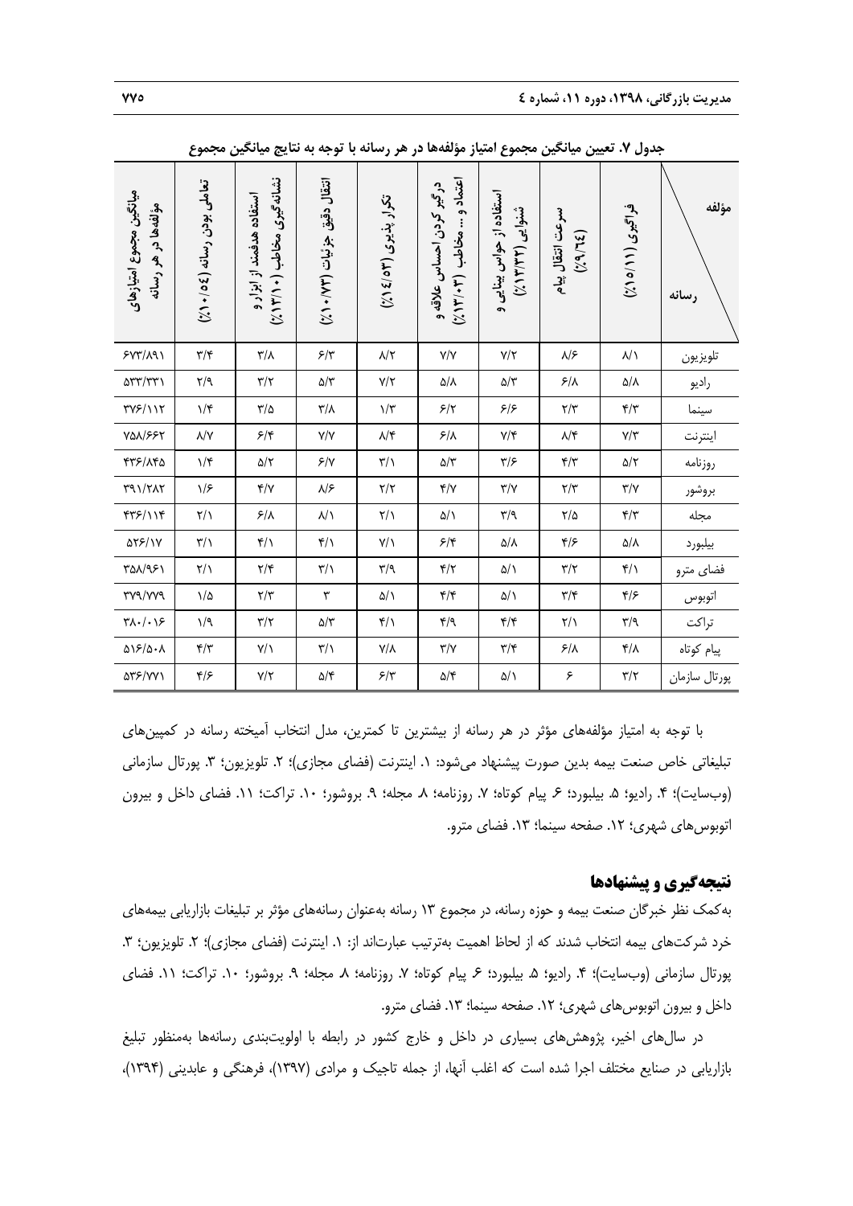جدول ۷. تعیین میانگین مجموع امتیاز مؤلفه‌ها در هر رسانه با توجه به نتایج میانگین مجموع

| مؤلفه / رسانه | فراگیری (۱۵/۱۱٪) | سرعت انتقال پیام (۹/۶۴٪) | استفاده از حواس بینایی و شنوایی (۱۳/۳۲٪) | درگیر کردن احساس علاقه و اعتماد و ... مخاطب (۱۳/۰۳٪) | تکرار پذیری (۱۴/۵۳٪) | انتقال دقیق جزئیات (۱۰/۷۳٪) | استفاده هدفمند از ابزار و نشانه‌گیری مخاطب (۱۳/۱۰٪) | تعاملی بودن رسانه (۱۰/۵۴٪) | میانگین مجموع امتیازهای مؤلفه‌ها در هر رسانه |
|---|---|---|---|---|---|---|---|---|---|
| تلویزیون | ۸/۱ | ۸/۶ | ۷/۲ | ۷/۷ | ۸/۲ | ۶/۳ | ۳/۸ | ۳/۴ | ۶۷۳/۸۹۱ |
| رادیو | ۵/۸ | ۶/۸ | ۵/۳ | ۵/۸ | ۷/۲ | ۵/۳ | ۳/۲ | ۲/۹ | ۵۳۳/۳۳۱ |
| سینما | ۴/۳ | ۲/۳ | ۶/۶ | ۶/۲ | ۱/۳ | ۳/۸ | ۳/۵ | ۱/۴ | ۳۷۶/۱۱۲ |
| اینترنت | ۷/۳ | ۸/۴ | ۷/۴ | ۶/۸ | ۸/۴ | ۷/۷ | ۶/۴ | ۸/۷ | ۷۵۸/۶۶۲ |
| روزنامه | ۵/۲ | ۴/۳ | ۳/۶ | ۵/۳ | ۳/۱ | ۶/۷ | ۵/۲ | ۱/۴ | ۴۳۶/۸۴۵ |
| بروشور | ۳/۷ | ۲/۳ | ۳/۷ | ۴/۷ | ۲/۲ | ۸/۶ | ۴/۷ | ۱/۶ | ۳۹۱/۲۸۲ |
| مجله | ۴/۳ | ۲/۵ | ۳/۹ | ۵/۱ | ۲/۱ | ۸/۱ | ۶/۸ | ۲/۱ | ۴۳۶/۱۱۴ |
| بیلبورد | ۵/۸ | ۴/۶ | ۵/۸ | ۶/۴ | ۷/۱ | ۴/۱ | ۴/۱ | ۳/۱ | ۵۲۶/۱۷ |
| فضای مترو | ۴/۱ | ۳/۲ | ۵/۱ | ۴/۲ | ۳/۹ | ۳/۱ | ۲/۴ | ۲/۱ | ۳۵۸/۹۶۱ |
| اتوبوس | ۴/۶ | ۳/۴ | ۵/۱ | ۴/۴ | ۵/۱ | ۳ | ۲/۳ | ۱/۵ | ۳۷۹/۷۷۹ |
| تراکت | ۳/۹ | ۲/۱ | ۴/۴ | ۴/۹ | ۴/۱ | ۵/۳ | ۳/۲ | ۱/۹ | ۳۸۰/۰۱۶ |
| پیام کوتاه | ۴/۸ | ۶/۸ | ۳/۴ | ۳/۷ | ۷/۸ | ۳/۱ | ۷/۱ | ۴/۳ | ۵۱۶/۵۰۸ |
| پورتال سازمان | ۳/۲ | ۶ | ۵/۱ | ۵/۴ | ۶/۳ | ۵/۴ | ۷/۲ | ۴/۶ | ۵۳۶/۷۷۱ |

با توجه به امتیاز مؤلفه‌های مؤثر در هر رسانه از بیشترین تا کمترین، مدل انتخاب آمیخته رسانه در کمپین‌های تبلیغاتی خاص صنعت بیمه بدین صورت پیشنهاد می‌شود: ۱. اینترنت (فضای مجازی)؛ ۲. تلویزیون؛ ۳. پورتال سازمانی (وب‌سایت)؛ ۴. رادیو؛ ۵. بیلبورد؛ ۶. پیام کوتاه؛ ۷. روزنامه؛ ۸. مجله؛ ۹. بروشور؛ ۱۰. تراکت؛ ۱۱. فضای داخل و بیرون اتوبوس‌های شهری؛ ۱۲. صفحه سینما؛ ۱۳. فضای مترو.

## نتیجه‌گیری و پیشنهادها

به‌کمک نظر خبرگان صنعت بیمه و حوزه رسانه، در مجموع ۱۳ رسانه به‌عنوان رسانه‌های مؤثر بر تبلیغات بازاریابی بیمه‌های خرد شرکت‌های بیمه انتخاب شدند که از لحاظ اهمیت به‌ترتیب عبارت‌اند از: ۱. اینترنت (فضای مجازی)؛ ۲. تلویزیون؛ ۳. پورتال سازمانی (وب‌سایت)؛ ۴. رادیو؛ ۵. بیلبورد؛ ۶. پیام کوتاه؛ ۷. روزنامه؛ ۸. مجله؛ ۹. بروشور؛ ۱۰. تراکت؛ ۱۱. فضای داخل و بیرون اتوبوس‌های شهری؛ ۱۲. صفحه سینما؛ ۱۳. فضای مترو.

در سال‌های اخیر، پژوهش‌های بسیاری در داخل و خارج کشور در رابطه با اولویت‌بندی رسانه‌ها به‌منظور تبلیغ بازاریابی در صنایع مختلف اجرا شده است که اغلب آنها، از جمله تاجیک و مرادی (۱۳۹۷)، فرهنگی و عابدینی (۱۳۹۴)،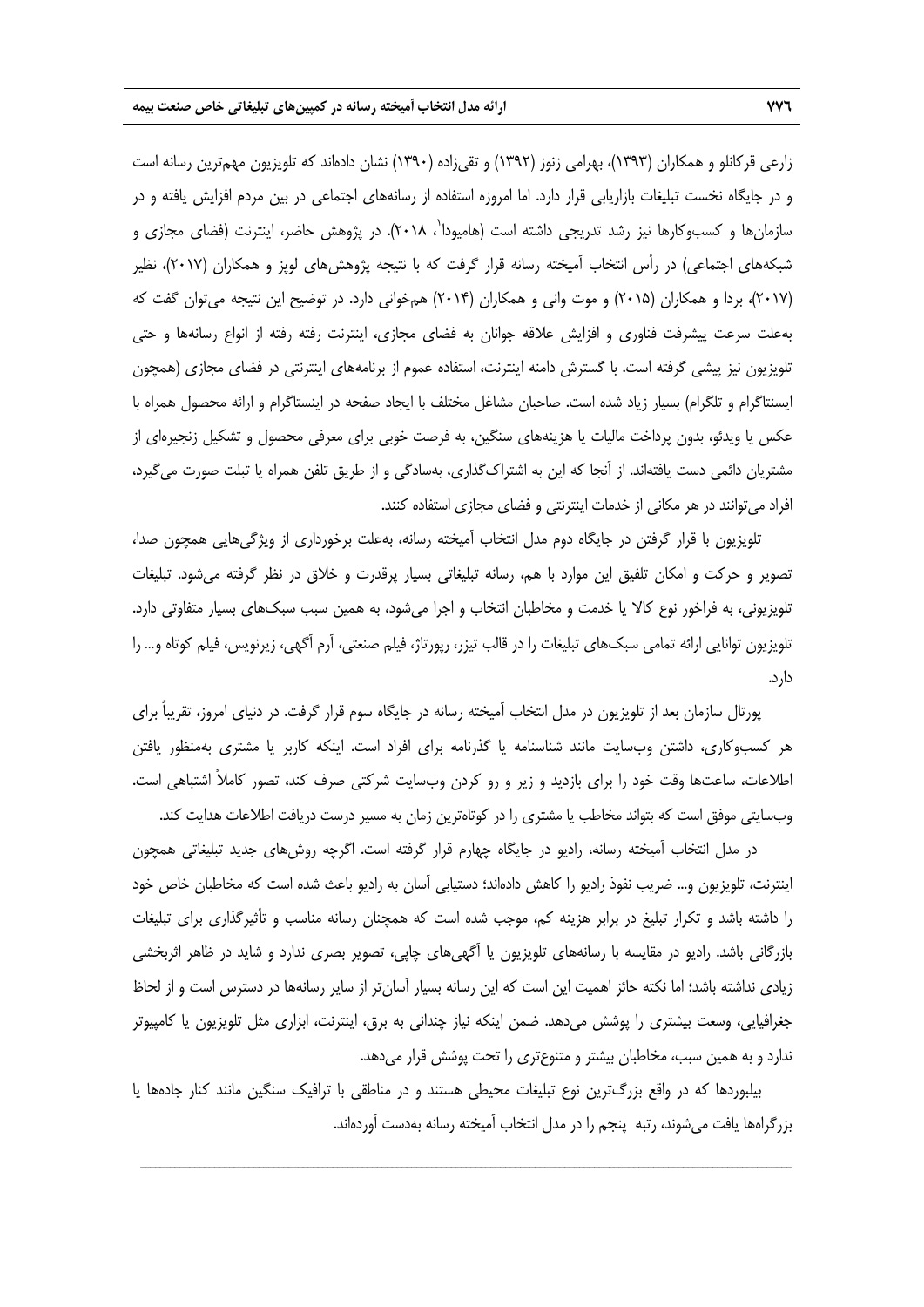زارعی قرکانلو و همکاران (۱۳۹۳)، بهرامی زنوز (۱۳۹۲) و تقی‌زاده (۱۳۹۰) نشان داده‌اند که تلویزیون مهم‌ترین رسانه است و در جایگاه نخست تبلیغات بازاریابی قرار دارد. اما امروزه استفاده از رسانه‌های اجتماعی در بین مردم افزایش یافته و در سازمان‌ها و کسب‌وکارها نیز رشد تدریجی داشته است (هامیودا[1]، ۲۰۱۸). در پژوهش حاضر، اینترنت (فضای مجازی و شبکه‌های اجتماعی) در رأس انتخاب آمیخته رسانه قرار گرفت که با نتیجه پژوهش‌های لوپز و همکاران (۲۰۱۷)، نظیر (۲۰۱۷)، بردا و همکاران (۲۰۱۵) و موت وانی و همکاران (۲۰۱۴) هم‌خوانی دارد. در توضیح این نتیجه می‌توان گفت که به‌علت سرعت پیشرفت فناوری و افزایش علاقه جوانان به فضای مجازی، اینترنت رفته رفته از انواع رسانه‌ها و حتی تلویزیون نیز پیشی گرفته است. با گسترش دامنه اینترنت، استفاده عموم از برنامه‌های اینترنتی در فضای مجازی (همچون ایسنتاگرام و تلگرام) بسیار زیاد شده است. صاحبان مشاغل مختلف با ایجاد صفحه در اینستاگرام و ارائه محصول همراه با عکس یا ویدئو، بدون پرداخت مالیات یا هزینه‌های سنگین، به فرصت خوبی برای معرفی محصول و تشکیل زنجیره‌ای از مشتریان دائمی دست یافته‌اند. از آنجا که این به اشتراک‌گذاری، به‌سادگی و از طریق تلفن همراه یا تبلت صورت می‌گیرد، افراد می‌توانند در هر مکانی از خدمات اینترنتی و فضای مجازی استفاده کنند.

تلویزیون با قرار گرفتن در جایگاه دوم مدل انتخاب آمیخته رسانه، به‌علت برخورداری از ویژگی‌هایی همچون صدا، تصویر و حرکت و امکان تلفیق این موارد با هم، رسانه تبلیغاتی بسیار پرقدرت و خلاق در نظر گرفته می‌شود. تبلیغات تلویزیونی، به فراخور نوع کالا یا خدمت و مخاطبان انتخاب و اجرا می‌شود، به همین سبب سبک‌های بسیار متفاوتی دارد. تلویزیون توانایی ارائه تمامی سبک‌های تبلیغات را در قالب تیزر، رپورتاژ، فیلم صنعتی، آرم آگهی، زیرنویس، فیلم کوتاه و... را دارد.

پورتال سازمان بعد از تلویزیون در مدل انتخاب آمیخته رسانه در جایگاه سوم قرار گرفت. در دنیای امروز، تقریباً برای هر کسب‌وکاری، داشتن وب‌سایت مانند شناسنامه یا گذرنامه برای افراد است. اینکه کاربر یا مشتری به‌منظور یافتن اطلاعات، ساعت‌ها وقت خود را برای بازدید و زیر و رو کردن وب‌سایت شرکتی صرف کند، تصور کاملاً اشتباهی است. وب‌سایتی موفق است که بتواند مخاطب یا مشتری را در کوتاه‌ترین زمان به مسیر درست دریافت اطلاعات هدایت کند.

در مدل انتخاب آمیخته رسانه، رادیو در جایگاه چهارم قرار گرفته است. اگرچه روش‌های جدید تبلیغاتی همچون اینترنت، تلویزیون و... ضریب نفوذ رادیو را کاهش داده‌اند؛ دستیابی آسان به رادیو باعث شده است که مخاطبان خاص خود را داشته باشد و تکرار تبلیغ در برابر هزینه کم، موجب شده است که همچنان رسانه مناسب و تأثیرگذاری برای تبلیغات بازرگانی باشد. رادیو در مقایسه با رسانه‌های تلویزیون یا آگهی‌های چاپی، تصویر بصری ندارد و شاید در ظاهر اثربخشی زیادی نداشته باشد؛ اما نکته حائز اهمیت این است که این رسانه بسیار آسان‌تر از سایر رسانه‌ها در دسترس است و از لحاظ جغرافیایی، وسعت بیشتری را پوشش می‌دهد. ضمن اینکه نیاز چندانی به برق، اینترنت، ابزاری مثل تلویزیون یا کامپیوتر ندارد و به همین سبب، مخاطبان بیشتر و متنوع‌تری را تحت پوشش قرار می‌دهد.

بیلبوردها که در واقع بزرگ‌ترین نوع تبلیغات محیطی هستند و در مناطقی با ترافیک سنگین مانند کنار جاده‌ها یا بزرگراه‌ها یافت می‌شوند، رتبه پنجم را در مدل انتخاب آمیخته رسانه به‌دست آورده‌اند.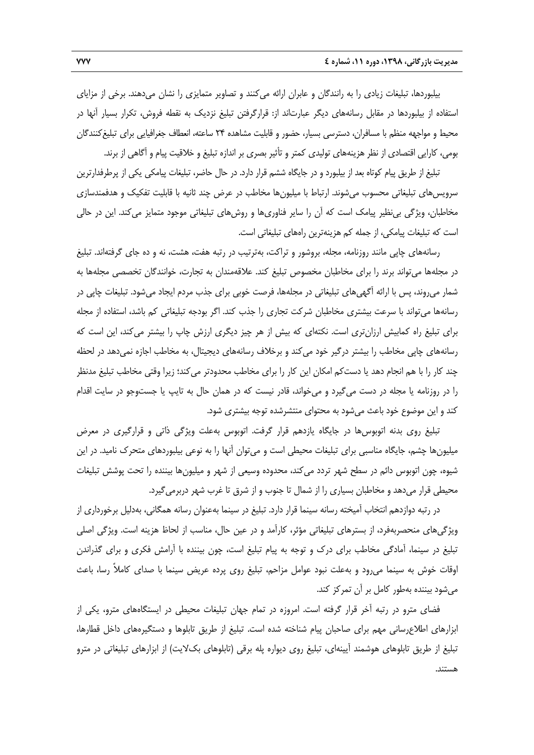بیلبوردها، تبلیغات زیادی را به رانندگان و عابران ارائه می‌کنند و تصاویر متمایزی را نشان می‌دهند. برخی از مزایای استفاده از بیلبوردها در مقابل رسانه‌های دیگر عبارت‌اند از: قرارگرفتن تبلیغ نزدیک به نقطه فروش، تکرار بسیار آنها در محیط و مواجهه منظم با مسافران، دسترسی بسیار، حضور و قابلیت مشاهده ۲۴ ساعته، انعطاف جغرافیایی برای تبلیغ‌کنندگان بومی، کارایی اقتصادی از نظر هزینه‌های تولیدی کمتر و تأثیر بصری بر اندازه تبلیغ و خلاقیت پیام و آگاهی از برند.

تبلیغ از طریق پیام کوتاه بعد از بیلبورد و در جایگاه ششم قرار دارد. در حال حاضر، تبلیغات پیامکی یکی از پرطرفدارترین سرویس‌های تبلیغاتی محسوب می‌شوند. ارتباط با میلیون‌ها مخاطب در عرض چند ثانیه با قابلیت تفکیک و هدفمندسازی مخاطبان، ویژگی بی‌نظیر پیامک است که آن را سایر فناوری‌ها و روش‌های تبلیغاتی موجود متمایز می‌کند. این در حالی است که تبلیغات پیامکی، از جمله کم هزینه‌ترین راه‌های تبلیغاتی است.

رسانه‌های چاپی مانند روزنامه، مجله، بروشور و تراکت، به‌ترتیب در رتبه هفت، هشت، نه و ده جای گرفته‌اند. تبلیغ در مجله‌ها می‌تواند برند را برای مخاطبان مخصوص تبلیغ کند. علاقه‌مندان به تجارت، خوانندگان تخصصی مجله‌ها به شمار می‌روند، پس با ارائه آگهی‌های تبلیغاتی در مجله‌ها، فرصت خوبی برای جذب مردم ایجاد می‌شود. تبلیغات چاپی در رسانه‌ها می‌تواند با سرعت بیشتری مخاطبان شرکت تجاری را جذب کند. اگر بودجه تبلیغاتی کم باشد، استفاده از مجله برای تبلیغ راه کمابیش ارزان‌تری است. نکته‌ای که بیش از هر چیز دیگری ارزش چاپ را بیشتر می‌کند، این است که رسانه‌های چاپی مخاطب را بیشتر درگیر خود می‌کند و برخلاف رسانه‌های دیجیتال، به مخاطب اجازه نمی‌دهد در لحظه چند کار را با هم انجام دهد یا دست‌کم امکان این کار را برای مخاطب محدودتر می‌کند؛ زیرا وقتی مخاطب تبلیغ مدنظر را در روزنامه یا مجله در دست می‌گیرد و می‌خواند، قادر نیست که در همان حال به تایپ یا جست‌وجو در سایت اقدام کند و این موضوع خود باعث می‌شود به محتوای منتشرشده توجه بیشتری شود.

تبلیغ روی بدنه اتوبوس‌ها در جایگاه یازدهم قرار گرفت. اتوبوس به‌علت ویژگی ذاتی و قرارگیری در معرض میلیون‌ها چشم، جایگاه مناسبی برای تبلیغات محیطی است و می‌توان آنها را به نوعی بیلبوردهای متحرک نامید. در این شیوه، چون اتوبوس دائم در سطح شهر تردد می‌کند، محدوده وسیعی از شهر و میلیون‌ها بیننده را تحت پوشش تبلیغات محیطی قرار می‌دهد و مخاطبان بسیاری را از شمال تا جنوب و از شرق تا غرب شهر دربرمی‌گیرد.

در رتبه دوازدهم انتخاب آمیخته رسانه سینما قرار دارد. تبلیغ در سینما به‌عنوان رسانه همگانی، به‌دلیل برخورداری از ویژگی‌های منحصربه‌فرد، از بسترهای تبلیغاتی مؤثر، کارآمد و در عین حال، مناسب از لحاظ هزینه است. ویژگی اصلی تبلیغ در سینما، آمادگی مخاطب برای درک و توجه به پیام تبلیغ است، چون بیننده با آرامش فکری و برای گذراندن اوقات خوش به سینما می‌رود و به‌علت نبود عوامل مزاحم، تبلیغ روی پرده عریض سینما با صدای کاملاً رسا، باعث می‌شود بیننده به‌طور کامل بر آن تمرکز کند.

فضای مترو در رتبه آخر قرار گرفته است. امروزه در تمام جهان تبلیغات محیطی در ایستگاه‌های مترو، یکی از ابزارهای اطلاع‌رسانی مهم برای صاحبان پیام شناخته شده است. تبلیغ از طریق تابلوها و دستگیره‌های داخل قطارها، تبلیغ از طریق تابلوهای هوشمند آیینه‌ای، تبلیغ روی دیواره پله برقی (تابلوهای بک‌لایت) از ابزارهای تبلیغاتی در مترو هستند.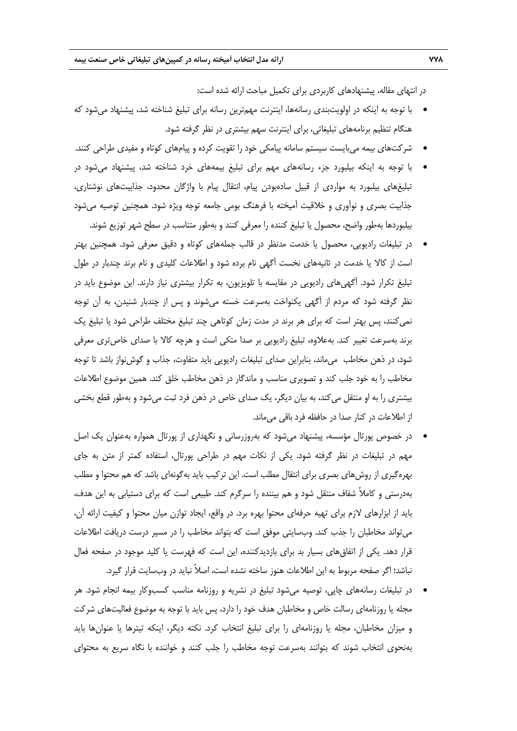در انتهای مقاله، پیشنهادهای کاربردی برای تکمیل مباحث ارائه شده است:

- با توجه به اینکه در اولویت‌بندی رسانه‌ها، اینترنت مهم‌ترین رسانه برای تبلیغ شناخته شد، پیشنهاد می‌شود که هنگام تنظیم برنامه‌های تبلیغاتی، برای اینترنت سهم بیشتری در نظر گرفته شود.
- شرکت‌های بیمه می‌بایست سیستم سامانه پیامکی خود را تقویت کرده و پیام‌های کوتاه و مفیدی طراحی کنند.
- با توجه به اینکه بیلبورد جزء رسانه‌های مهم برای تبلیغ بیمه‌های خرد شناخته شد، پیشنهاد می‌شود در تبلیغ‌های بیلبورد به مواردی از قبیل ساده‌بودن پیام، انتقال پیام با واژگان محدود، جذابیت‌های نوشتاری، جذابیت بصری و نوآوری و خلاقیت آمیخته با فرهنگ بومی جامعه توجه ویژه شود. همچنین توصیه می‌شود بیلبوردها به‌طور واضح، محصول یا تبلیغ کننده را معرفی کنند و به‌طور متناسب در سطح شهر توزیع شوند.
- در تبلیغات رادیویی، محصول یا خدمت مدنظر در قالب جمله‌های کوتاه و دقیق معرفی شود. همچنین بهتر است از کالا یا خدمت در ثانیه‌های نخست آگهی نام برده شود و اطلاعات کلیدی و نام برند چندبار در طول تبلیغ تکرار شود. آگهی‌های رادیویی در مقایسه با تلویزیون، به تکرار بیشتری نیاز دارند. این موضوع باید در نظر گرفته شود که مردم از آگهی یکنواخت به‌سرعت خسته می‌شوند و پس از چندبار شنیدن، به آن توجه نمی‌کنند، پس بهتر است که برای هر برند در مدت زمان کوتاهی چند تبلیغ مختلف طراحی شود یا تبلیغ یک برند به‌سرعت تغییر کند. به‌علاوه، تبلیغ رادیویی بر صدا متکی است و هرچه کالا با صدای خاص‌تری معرفی شود، در ذهن مخاطب می‌ماند، بنابراین صدای تبلیغات رادیویی باید متفاوت، جذاب و گوش‌نواز باشد تا توجه مخاطب را به خود جلب کند و تصویری مناسب و ماندگار در ذهن مخاطب خلق کند. همین موضوع اطلاعات بیشتری را به او منتقل می‌کند، به بیان دیگر، یک صدای خاص در ذهن فرد ثبت می‌شود و به‌طور قطع بخشی از اطلاعات در کنار صدا در حافظه فرد باقی می‌ماند.
- در خصوص پورتال مؤسسه، پیشنهاد می‌شود که به‌روزرسانی و نگهداری از پورتال همواره به‌عنوان یک اصل مهم در تبلیغات در نظر گرفته شود. یکی از نکات مهم در طراحی پورتال، استفاده کمتر از متن به جای بهره‌گیری از روش‌های بصری برای انتقال مطلب است. این ترکیب باید به‌گونه‌ای باشد که هم محتوا و مطلب به‌درستی و کاملاً شفاف منتقل شود و هم بیننده را سرگرم کند. طبیعی است که برای دستیابی به این هدف، باید از ابزارهای لازم برای تهیه حرفه‌ای محتوا بهره برد. در واقع، ایجاد توازن میان محتوا و کیفیت ارائه آن، می‌تواند مخاطبان را جذب کند. وب‌سایتی موفق است که بتواند مخاطب را در مسیر درست دریافت اطلاعات قرار دهد. یکی از اتفاق‌های بسیار بد برای بازدیدکننده، این است که فهرست یا کلید موجود در صفحه فعال نباشد؛ اگر صفحه مربوط به این اطلاعات هنوز ساخته نشده است، اصلاً نباید در وب‌سایت قرار گیرد.
- در تبلیغات رسانه‌های چاپی، توصیه می‌شود تبلیغ در نشریه و روزنامه مناسب کسب‌وکار بیمه انجام شود. هر مجله یا روزنامه‌ای رسالت خاص و مخاطبان هدف خود را دارد، پس باید با توجه به موضوع فعالیت‌های شرکت و میزان مخاطبان، مجله یا روزنامه‌ای را برای تبلیغ انتخاب کرد. نکته دیگر، اینکه تیترها یا عنوان‌ها باید به‌نحوی انتخاب شوند که بتوانند به‌سرعت توجه مخاطب را جلب کنند و خواننده با نگاه سریع به محتوای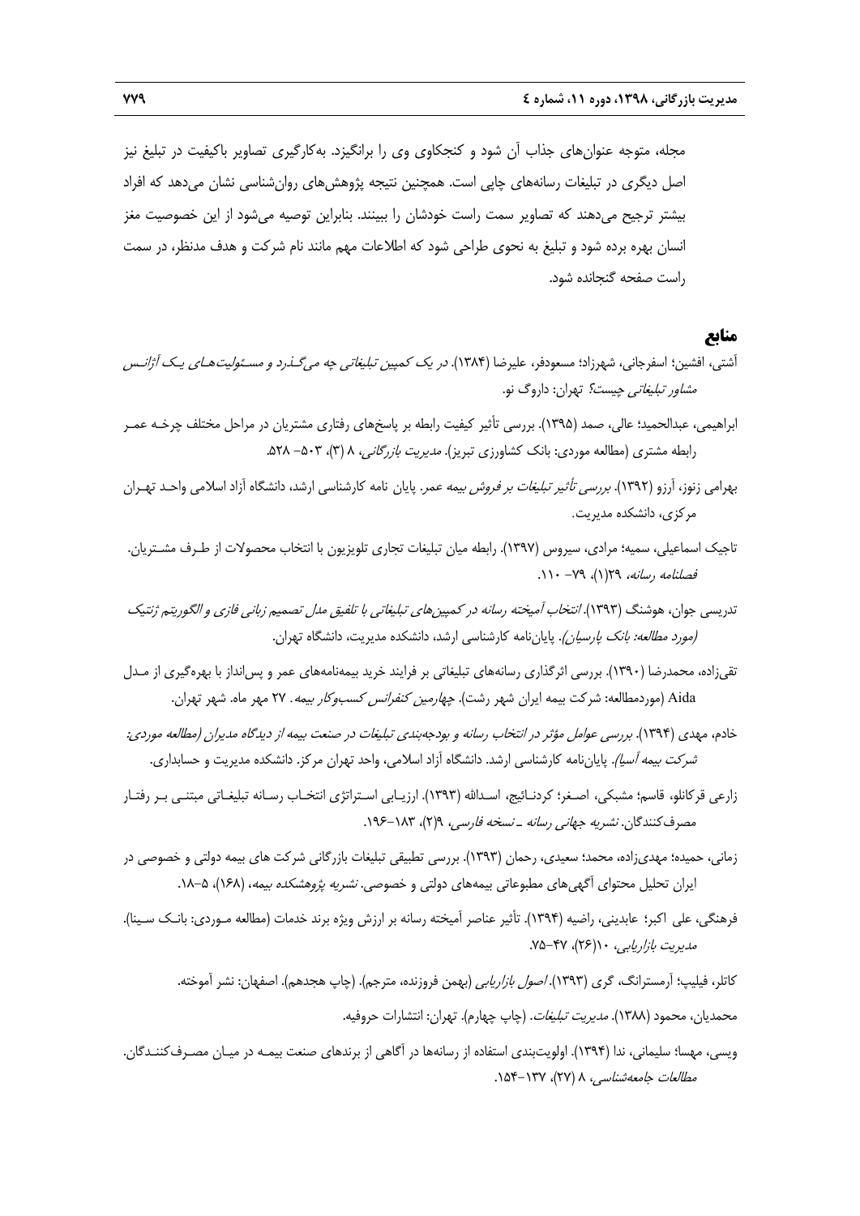مجله، متوجه عنوان‌های جذاب آن شود و کنجکاوی وی را برانگیزد. به‌کارگیری تصاویر باکیفیت در تبلیغ نیز اصل دیگری در تبلیغات رسانه‌های چاپی است. همچنین نتیجه پژوهش‌های روان‌شناسی نشان می‌دهد که افراد بیشتر ترجیح می‌دهند که تصاویر سمت راست خودشان را ببینند. بنابراین توصیه می‌شود از این خصوصیت مغز انسان بهره برده شود و تبلیغ به نحوی طراحی شود که اطلاعات مهم مانند نام شرکت و هدف مدنظر، در سمت راست صفحه گنجانده شود.

## منابع

آشتی، افشین؛ اسفرجانی، شهرزاد؛ مسعودفر، علیرضا (۱۳۸۴). *در یک کمپین تبلیغاتی چه می‌گذرد و مسئولیت‌های یک آژانس مشاور تبلیغاتی چیست؟* تهران: داروگ نو.

ابراهیمی، عبدالحمید؛ عالی، صمد (۱۳۹۵). بررسی تأثیر کیفیت رابطه بر پاسخ‌های رفتاری مشتریان در مراحل مختلف چرخه عمر رابطه مشتری (مطالعه موردی: بانک کشاورزی تبریز). *مدیریت بازرگانی*، ۸ (۳)، ۵۰۳– ۵۲۸.

بهرامی زنوز، آرزو (۱۳۹۲). *بررسی تأثیر تبلیغات بر فروش بیمه عمر*. پایان نامه کارشناسی ارشد، دانشگاه آزاد اسلامی واحد تهران مرکزی، دانشکده مدیریت.

تاجیک اسماعیلی، سمیه؛ مرادی، سیروس (۱۳۹۷). رابطه میان تبلیغات تجاری تلویزیون با انتخاب محصولات از طرف مشتریان. *فصلنامه رسانه*، ۲۹(۱)، ۷۹– ۱۱۰.

تدریسی جوان، هوشنگ (۱۳۹۳). *انتخاب آمیخته رسانه در کمپین‌های تبلیغاتی با تلفیق مدل تصمیم زبانی فازی و الگوریتم ژنتیک (مورد مطالعه: بانک پارسیان)*. پایان‌نامه کارشناسی ارشد، دانشکده مدیریت، دانشگاه تهران.

تقی‌زاده، محمدرضا (۱۳۹۰). بررسی اثرگذاری رسانه‌های تبلیغاتی بر فرایند خرید بیمه‌نامه‌های عمر و پس‌انداز با بهره‌گیری از مدل Aida (موردمطالعه: شرکت بیمه ایران شهر رشت). *چهارمین کنفرانس کسب‌وکار بیمه*. ۲۷ مهر ماه. شهر تهران.

خادم، مهدی (۱۳۹۴). *بررسی عوامل مؤثر در انتخاب رسانه و بودجه‌بندی تبلیغات در صنعت بیمه از دیدگاه مدیران (مطالعه موردی: شرکت بیمه آسیا)*. پایان‌نامه کارشناسی ارشد. دانشگاه آزاد اسلامی، واحد تهران مرکز. دانشکده مدیریت و حسابداری.

زارعی قرکانلو، قاسم؛ مشبکی، اصغر؛ کردنائیج، اسدالله (۱۳۹۳). ارزیابی استراتژی انتخاب رسانه تبلیغاتی مبتنی بر رفتار مصرف‌کنندگان. *نشریه جهانی رسانه ـ نسخه فارسی*، ۹(۲)، ۱۸۳–۱۹۶.

زمانی، حمیده؛ مهدی‌زاده، محمد؛ سعیدی، رحمان (۱۳۹۳). بررسی تطبیقی تبلیغات بازرگانی شرکت های بیمه دولتی و خصوصی در ایران تحلیل محتوای آگهی‌های مطبوعاتی بیمه‌های دولتی و خصوصی. *نشریه پژوهشکده بیمه*، (۱۶۸)، ۵–۱۸.

فرهنگی، علی اکبر؛ عابدینی، راضیه (۱۳۹۴). تأثیر عناصر آمیخته رسانه بر ارزش ویژه برند خدمات (مطالعه موردی: بانک سینا). *مدیریت بازاریابی*، ۱۰(۲۶)، ۴۷–۷۵.

کاتلر، فیلیپ؛ آرمسترانگ، گری (۱۳۹۳). *اصول بازاریابی* (بهمن فروزنده، مترجم). (چاپ هجدهم). اصفهان: نشر آموخته.

محمدیان، محمود (۱۳۸۸). *مدیریت تبلیغات*. (چاپ چهارم). تهران: انتشارات حروفیه.

ویسی، مهسا؛ سلیمانی، ندا (۱۳۹۴). اولویت‌بندی استفاده از رسانه‌ها در آگاهی از برندهای صنعت بیمه در میان مصرف‌کنندگان. *مطالعات جامعه‌شناسی*، ۸ (۲۷)، ۱۳۷–۱۵۴.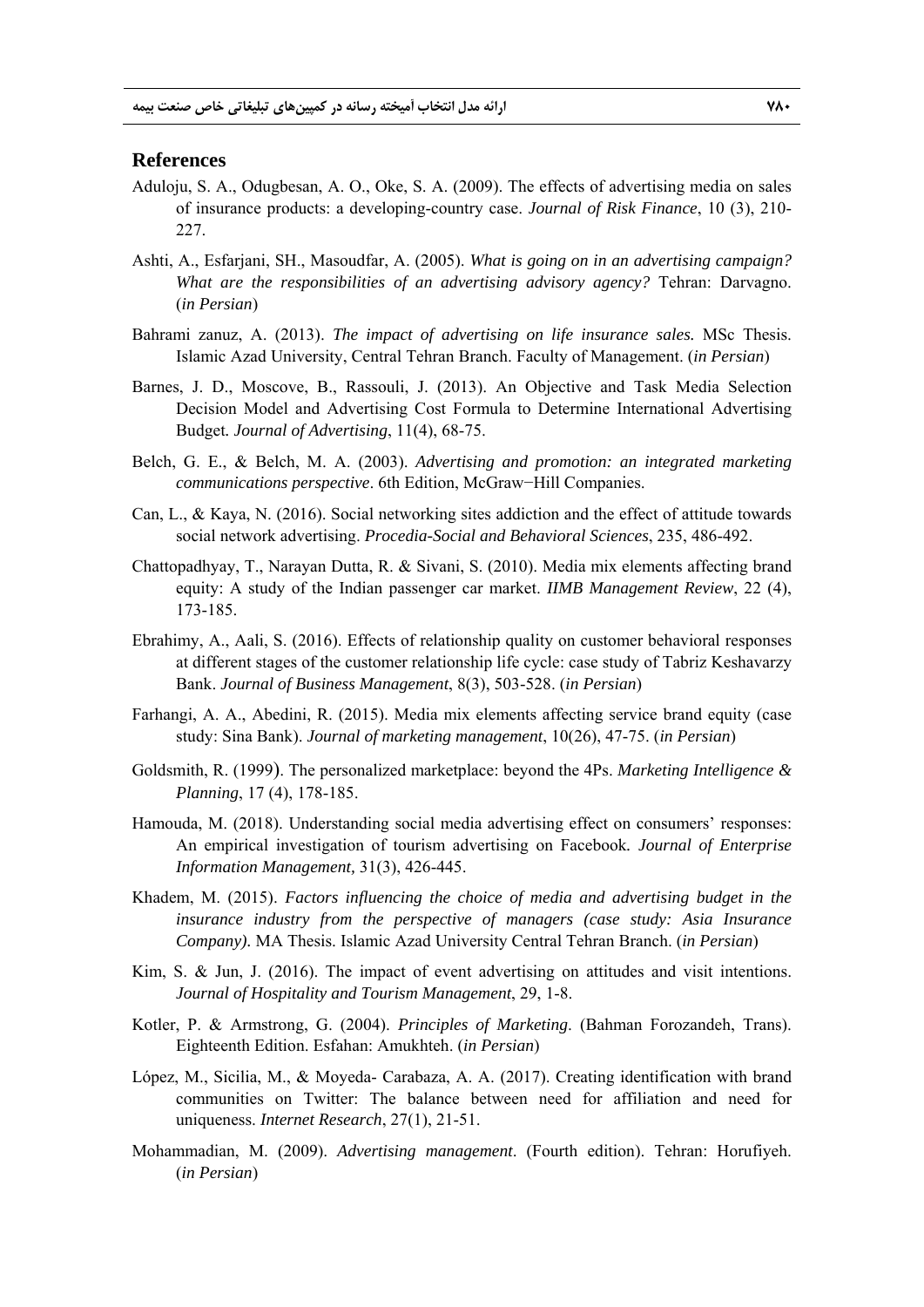## References

Aduloju, S. A., Odugbesan, A. O., Oke, S. A. (2009). The effects of advertising media on sales of insurance products: a developing-country case. *Journal of Risk Finance*, 10 (3), 210-227.

Ashti, A., Esfarjani, SH., Masoudfar, A. (2005). *What is going on in an advertising campaign? What are the responsibilities of an advertising advisory agency?* Tehran: Darvagno. (*in Persian*)

Bahrami zanuz, A. (2013). *The impact of advertising on life insurance sales.* MSc Thesis. Islamic Azad University, Central Tehran Branch. Faculty of Management. (*in Persian*)

Barnes, J. D., Moscove, B., Rassouli, J. (2013). An Objective and Task Media Selection Decision Model and Advertising Cost Formula to Determine International Advertising Budget. *Journal of Advertising*, 11(4), 68-75.

Belch, G. E., & Belch, M. A. (2003). *Advertising and promotion: an integrated marketing communications perspective*. 6th Edition, McGraw−Hill Companies.

Can, L., & Kaya, N. (2016). Social networking sites addiction and the effect of attitude towards social network advertising. *Procedia-Social and Behavioral Sciences*, 235, 486-492.

Chattopadhyay, T., Narayan Dutta, R. & Sivani, S. (2010). Media mix elements affecting brand equity: A study of the Indian passenger car market. *IIMB Management Review*, 22 (4), 173-185.

Ebrahimy, A., Aali, S. (2016). Effects of relationship quality on customer behavioral responses at different stages of the customer relationship life cycle: case study of Tabriz Keshavarzy Bank. *Journal of Business Management*, 8(3), 503-528. (*in Persian*)

Farhangi, A. A., Abedini, R. (2015). Media mix elements affecting service brand equity (case study: Sina Bank). *Journal of marketing management*, 10(26), 47-75. (*in Persian*)

Goldsmith, R. (1999). The personalized marketplace: beyond the 4Ps. *Marketing Intelligence & Planning*, 17 (4), 178-185.

Hamouda, M. (2018). Understanding social media advertising effect on consumers' responses: An empirical investigation of tourism advertising on Facebook. *Journal of Enterprise Information Management,* 31(3), 426-445.

Khadem, M. (2015). *Factors influencing the choice of media and advertising budget in the insurance industry from the perspective of managers (case study: Asia Insurance Company).* MA Thesis. Islamic Azad University Central Tehran Branch. (*in Persian*)

Kim, S. & Jun, J. (2016). The impact of event advertising on attitudes and visit intentions. *Journal of Hospitality and Tourism Management*, 29, 1-8.

Kotler, P. & Armstrong, G. (2004). *Principles of Marketing*. (Bahman Forozandeh, Trans). Eighteenth Edition. Esfahan: Amukhteh. (*in Persian*)

López, M., Sicilia, M., & Moyeda- Carabaza, A. A. (2017). Creating identification with brand communities on Twitter: The balance between need for affiliation and need for uniqueness. *Internet Research*, 27(1), 21-51.

Mohammadian, M. (2009). *Advertising management*. (Fourth edition). Tehran: Horufiyeh. (*in Persian*)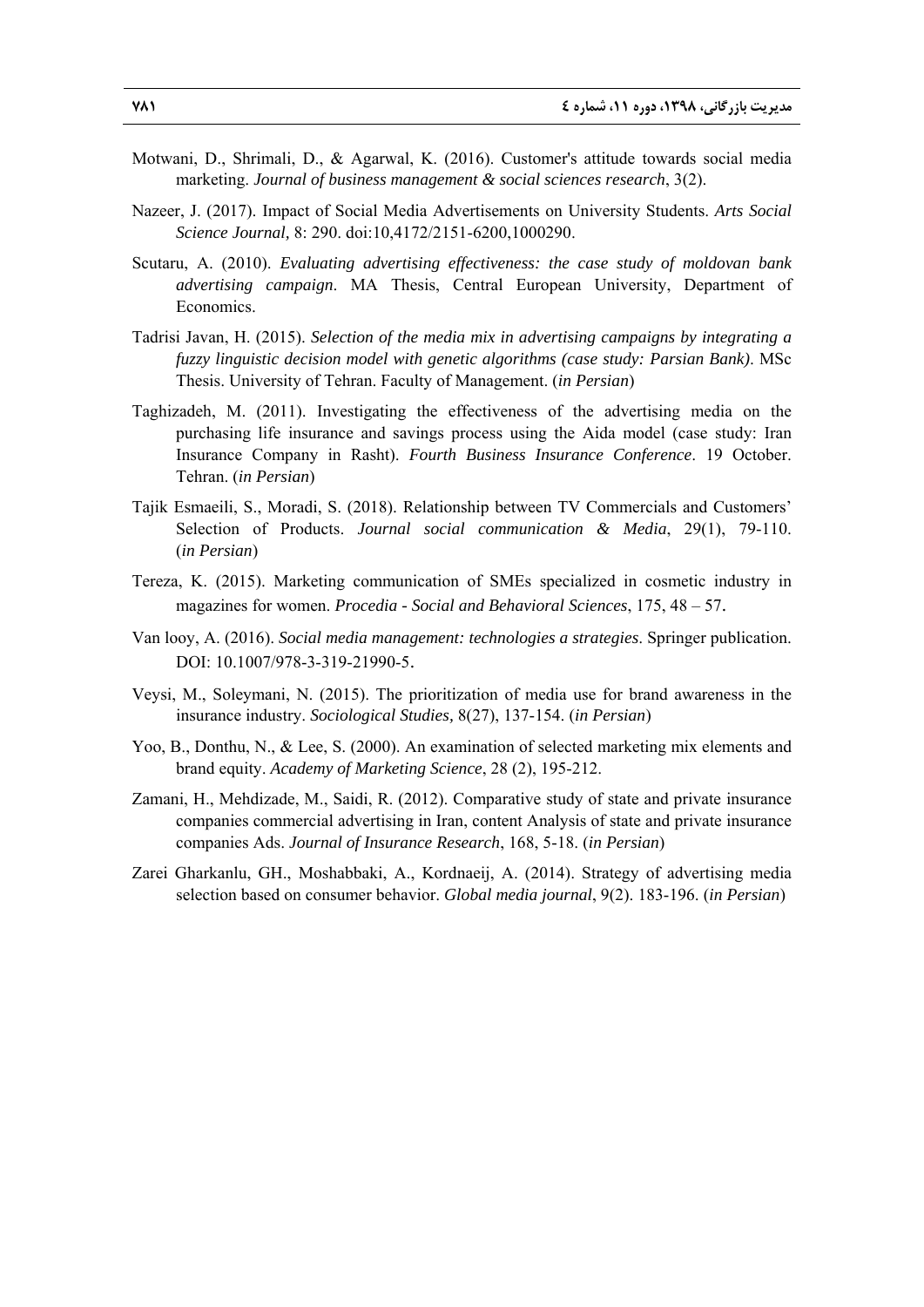Motwani, D., Shrimali, D., & Agarwal, K. (2016). Customer's attitude towards social media marketing. *Journal of business management & social sciences research*, 3(2).

Nazeer, J. (2017). Impact of Social Media Advertisements on University Students. *Arts Social Science Journal,* 8: 290. doi:10,4172/2151-6200,1000290.

Scutaru, A. (2010). *Evaluating advertising effectiveness: the case study of moldovan bank advertising campaign*. MA Thesis, Central European University, Department of Economics.

Tadrisi Javan, H. (2015). *Selection of the media mix in advertising campaigns by integrating a fuzzy linguistic decision model with genetic algorithms (case study: Parsian Bank)*. MSc Thesis. University of Tehran. Faculty of Management. (*in Persian*)

Taghizadeh, M. (2011). Investigating the effectiveness of the advertising media on the purchasing life insurance and savings process using the Aida model (case study: Iran Insurance Company in Rasht). *Fourth Business Insurance Conference*. 19 October. Tehran. (*in Persian*)

Tajik Esmaeili, S., Moradi, S. (2018). Relationship between TV Commercials and Customers' Selection of Products. *Journal social communication & Media*, 29(1), 79-110. (*in Persian*)

Tereza, K. (2015). Marketing communication of SMEs specialized in cosmetic industry in magazines for women. *Procedia - Social and Behavioral Sciences*, 175, 48 – 57.

Van looy, A. (2016). *Social media management: technologies a strategies*. Springer publication. DOI: 10.1007/978-3-319-21990-5.

Veysi, M., Soleymani, N. (2015). The prioritization of media use for brand awareness in the insurance industry. *Sociological Studies,* 8(27), 137-154. (*in Persian*)

Yoo, B., Donthu, N., & Lee, S. (2000). An examination of selected marketing mix elements and brand equity. *Academy of Marketing Science*, 28 (2), 195-212.

Zamani, H., Mehdizade, M., Saidi, R. (2012). Comparative study of state and private insurance companies commercial advertising in Iran, content Analysis of state and private insurance companies Ads. *Journal of Insurance Research*, 168, 5-18. (*in Persian*)

Zarei Gharkanlu, GH., Moshabbaki, A., Kordnaeij, A. (2014). Strategy of advertising media selection based on consumer behavior. *Global media journal*, 9(2). 183-196. (*in Persian*)